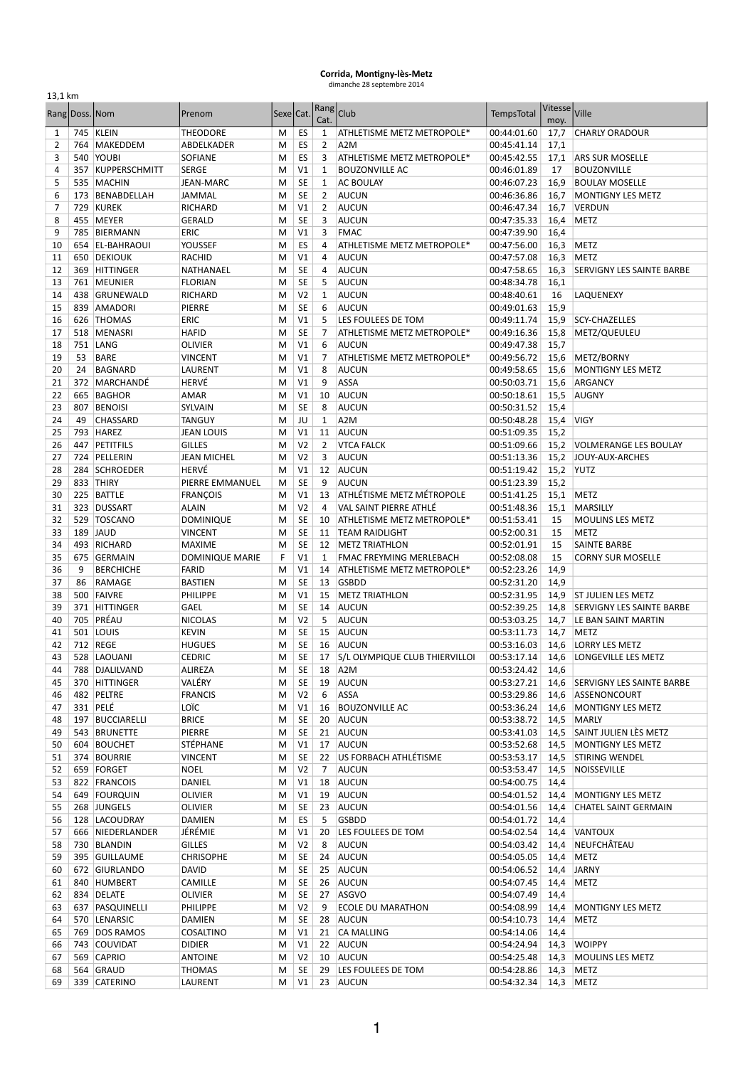**Corrida, Montigny-lès-Metz**

dimanche 28 septembre 2014

13,1 km

| Rang | Doss. | Nom | Prenom | Sexe | Cat. | Rang Cat. | Club | TempsTotal | Vitesse moy. | Ville |
|---|---|---|---|---|---|---|---|---|---|---|
| 1 | 745 | KLEIN | THEODORE | M | ES | 1 | ATHLETISME METZ METROPOLE* | 00:44:01.60 | 17,7 | CHARLY ORADOUR |
| 2 | 764 | MAKEDDEM | ABDELKADER | M | ES | 2 | A2M | 00:45:41.14 | 17,1 | |
| 3 | 540 | YOUBI | SOFIANE | M | ES | 3 | ATHLETISME METZ METROPOLE* | 00:45:42.55 | 17,1 | ARS SUR MOSELLE |
| 4 | 357 | KUPPERSCHMITT | SERGE | M | V1 | 1 | BOUZONVILLE AC | 00:46:01.89 | 17 | BOUZONVILLE |
| 5 | 535 | MACHIN | JEAN-MARC | M | SE | 1 | AC BOULAY | 00:46:07.23 | 16,9 | BOULAY MOSELLE |
| 6 | 173 | BENABDELLAH | JAMMAL | M | SE | 2 | AUCUN | 00:46:36.86 | 16,7 | MONTIGNY LES METZ |
| 7 | 729 | KUREK | RICHARD | M | V1 | 2 | AUCUN | 00:46:47.34 | 16,7 | VERDUN |
| 8 | 455 | MEYER | GERALD | M | SE | 3 | AUCUN | 00:47:35.33 | 16,4 | METZ |
| 9 | 785 | BIERMANN | ERIC | M | V1 | 3 | FMAC | 00:47:39.90 | 16,4 | |
| 10 | 654 | EL-BAHRAOUI | YOUSSEF | M | ES | 4 | ATHLETISME METZ METROPOLE* | 00:47:56.00 | 16,3 | METZ |
| 11 | 650 | DEKIOUK | RACHID | M | V1 | 4 | AUCUN | 00:47:57.08 | 16,3 | METZ |
| 12 | 369 | HITTINGER | NATHANAEL | M | SE | 4 | AUCUN | 00:47:58.65 | 16,3 | SERVIGNY LES SAINTE BARBE |
| 13 | 761 | MEUNIER | FLORIAN | M | SE | 5 | AUCUN | 00:48:34.78 | 16,1 | |
| 14 | 438 | GRUNEWALD | RICHARD | M | V2 | 1 | AUCUN | 00:48:40.61 | 16 | LAQUENEXY |
| 15 | 839 | AMADORI | PIERRE | M | SE | 6 | AUCUN | 00:49:01.63 | 15,9 | |
| 16 | 626 | THOMAS | ERIC | M | V1 | 5 | LES FOULEES DE TOM | 00:49:11.74 | 15,9 | SCY-CHAZELLES |
| 17 | 518 | MENASRI | HAFID | M | SE | 7 | ATHLETISME METZ METROPOLE* | 00:49:16.36 | 15,8 | METZ/QUEULEU |
| 18 | 751 | LANG | OLIVIER | M | V1 | 6 | AUCUN | 00:49:47.38 | 15,7 | |
| 19 | 53 | BARE | VINCENT | M | V1 | 7 | ATHLETISME METZ METROPOLE* | 00:49:56.72 | 15,6 | METZ/BORNY |
| 20 | 24 | BAGNARD | LAURENT | M | V1 | 8 | AUCUN | 00:49:58.65 | 15,6 | MONTIGNY LES METZ |
| 21 | 372 | MARCHANDÉ | HERVÉ | M | V1 | 9 | ASSA | 00:50:03.71 | 15,6 | ARGANCY |
| 22 | 665 | BAGHOR | AMAR | M | V1 | 10 | AUCUN | 00:50:18.61 | 15,5 | AUGNY |
| 23 | 807 | BENOISI | SYLVAIN | M | SE | 8 | AUCUN | 00:50:31.52 | 15,4 | |
| 24 | 49 | CHASSARD | TANGUY | M | JU | 1 | A2M | 00:50:48.28 | 15,4 | VIGY |
| 25 | 793 | HAREZ | JEAN LOUIS | M | V1 | 11 | AUCUN | 00:51:09.35 | 15,2 | |
| 26 | 447 | PETITFILS | GILLES | M | V2 | 2 | VTCA FALCK | 00:51:09.66 | 15,2 | VOLMERANGE LES BOULAY |
| 27 | 724 | PELLERIN | JEAN MICHEL | M | V2 | 3 | AUCUN | 00:51:13.36 | 15,2 | JOUY-AUX-ARCHES |
| 28 | 284 | SCHROEDER | HERVÉ | M | V1 | 12 | AUCUN | 00:51:19.42 | 15,2 | YUTZ |
| 29 | 833 | THIRY | PIERRE EMMANUEL | M | SE | 9 | AUCUN | 00:51:23.39 | 15,2 | |
| 30 | 225 | BATTLE | FRANÇOIS | M | V1 | 13 | ATHLÉTISME METZ MÉTROPOLE | 00:51:41.25 | 15,1 | METZ |
| 31 | 323 | DUSSART | ALAIN | M | V2 | 4 | VAL SAINT PIERRE ATHLÉ | 00:51:48.36 | 15,1 | MARSILLY |
| 32 | 529 | TOSCANO | DOMINIQUE | M | SE | 10 | ATHLETISME METZ METROPOLE* | 00:51:53.41 | 15 | MOULINS LES METZ |
| 33 | 189 | JAUD | VINCENT | M | SE | 11 | TEAM RAIDLIGHT | 00:52:00.31 | 15 | METZ |
| 34 | 493 | RICHARD | MAXIME | M | SE | 12 | METZ TRIATHLON | 00:52:01.91 | 15 | SAINTE BARBE |
| 35 | 675 | GERMAIN | DOMINIQUE MARIE | F | V1 | 1 | FMAC FREYMING MERLEBACH | 00:52:08.08 | 15 | CORNY SUR MOSELLE |
| 36 | 9 | BERCHICHE | FARID | M | V1 | 14 | ATHLETISME METZ METROPOLE* | 00:52:23.26 | 14,9 | |
| 37 | 86 | RAMAGE | BASTIEN | M | SE | 13 | GSBDD | 00:52:31.20 | 14,9 | |
| 38 | 500 | FAIVRE | PHILIPPE | M | V1 | 15 | METZ TRIATHLON | 00:52:31.95 | 14,9 | ST JULIEN LES METZ |
| 39 | 371 | HITTINGER | GAEL | M | SE | 14 | AUCUN | 00:52:39.25 | 14,8 | SERVIGNY LES SAINTE BARBE |
| 40 | 705 | PRÉAU | NICOLAS | M | V2 | 5 | AUCUN | 00:53:03.25 | 14,7 | LE BAN SAINT MARTIN |
| 41 | 501 | LOUIS | KEVIN | M | SE | 15 | AUCUN | 00:53:11.73 | 14,7 | METZ |
| 42 | 712 | REGE | HUGUES | M | SE | 16 | AUCUN | 00:53:16.03 | 14,6 | LORRY LES METZ |
| 43 | 528 | LAOUANI | CEDRIC | M | SE | 17 | S/L OLYMPIQUE CLUB THIERVILLOI | 00:53:17.14 | 14,6 | LONGEVILLE LES METZ |
| 44 | 788 | DJALILVAND | ALIREZA | M | SE | 18 | A2M | 00:53:24.42 | 14,6 | |
| 45 | 370 | HITTINGER | VALÉRY | M | SE | 19 | AUCUN | 00:53:27.21 | 14,6 | SERVIGNY LES SAINTE BARBE |
| 46 | 482 | PELTRE | FRANCIS | M | V2 | 6 | ASSA | 00:53:29.86 | 14,6 | ASSENONCOURT |
| 47 | 331 | PELÉ | LOÏC | M | V1 | 16 | BOUZONVILLE AC | 00:53:36.24 | 14,6 | MONTIGNY LES METZ |
| 48 | 197 | BUCCIARELLI | BRICE | M | SE | 20 | AUCUN | 00:53:38.72 | 14,5 | MARLY |
| 49 | 543 | BRUNETTE | PIERRE | M | SE | 21 | AUCUN | 00:53:41.03 | 14,5 | SAINT JULIEN LÈS METZ |
| 50 | 604 | BOUCHET | STÉPHANE | M | V1 | 17 | AUCUN | 00:53:52.68 | 14,5 | MONTIGNY LES METZ |
| 51 | 374 | BOURRIE | VINCENT | M | SE | 22 | US FORBACH ATHLÉTISME | 00:53:53.17 | 14,5 | STIRING WENDEL |
| 52 | 659 | FORGET | NOEL | M | V2 | 7 | AUCUN | 00:53:53.47 | 14,5 | NOISSEVILLE |
| 53 | 822 | FRANCOIS | DANIEL | M | V1 | 18 | AUCUN | 00:54:00.75 | 14,4 | |
| 54 | 649 | FOURQUIN | OLIVIER | M | V1 | 19 | AUCUN | 00:54:01.52 | 14,4 | MONTIGNY LES METZ |
| 55 | 268 | JUNGELS | OLIVIER | M | SE | 23 | AUCUN | 00:54:01.56 | 14,4 | CHATEL SAINT GERMAIN |
| 56 | 128 | LACOUDRAY | DAMIEN | M | ES | 5 | GSBDD | 00:54:01.72 | 14,4 | |
| 57 | 666 | NIEDERLANDER | JÉRÉMIE | M | V1 | 20 | LES FOULEES DE TOM | 00:54:02.54 | 14,4 | VANTOUX |
| 58 | 730 | BLANDIN | GILLES | M | V2 | 8 | AUCUN | 00:54:03.42 | 14,4 | NEUFCHÂTEAU |
| 59 | 395 | GUILLAUME | CHRISOPHE | M | SE | 24 | AUCUN | 00:54:05.05 | 14,4 | METZ |
| 60 | 672 | GIURLANDO | DAVID | M | SE | 25 | AUCUN | 00:54:06.52 | 14,4 | JARNY |
| 61 | 840 | HUMBERT | CAMILLE | M | SE | 26 | AUCUN | 00:54:07.45 | 14,4 | METZ |
| 62 | 834 | DELATE | OLIVIER | M | SE | 27 | ASGVO | 00:54:07.49 | 14,4 | |
| 63 | 637 | PASQUINELLI | PHILIPPE | M | V2 | 9 | ECOLE DU MARATHON | 00:54:08.99 | 14,4 | MONTIGNY LES METZ |
| 64 | 570 | LENARSIC | DAMIEN | M | SE | 28 | AUCUN | 00:54:10.73 | 14,4 | METZ |
| 65 | 769 | DOS RAMOS | COSALTINO | M | V1 | 21 | CA MALLING | 00:54:14.06 | 14,4 | |
| 66 | 743 | COUVIDAT | DIDIER | M | V1 | 22 | AUCUN | 00:54:24.94 | 14,3 | WOIPPY |
| 67 | 569 | CAPRIO | ANTOINE | M | V2 | 10 | AUCUN | 00:54:25.48 | 14,3 | MOULINS LES METZ |
| 68 | 564 | GRAUD | THOMAS | M | SE | 29 | LES FOULEES DE TOM | 00:54:28.86 | 14,3 | METZ |
| 69 | 339 | CATERINO | LAURENT | M | V1 | 23 | AUCUN | 00:54:32.34 | 14,3 | METZ |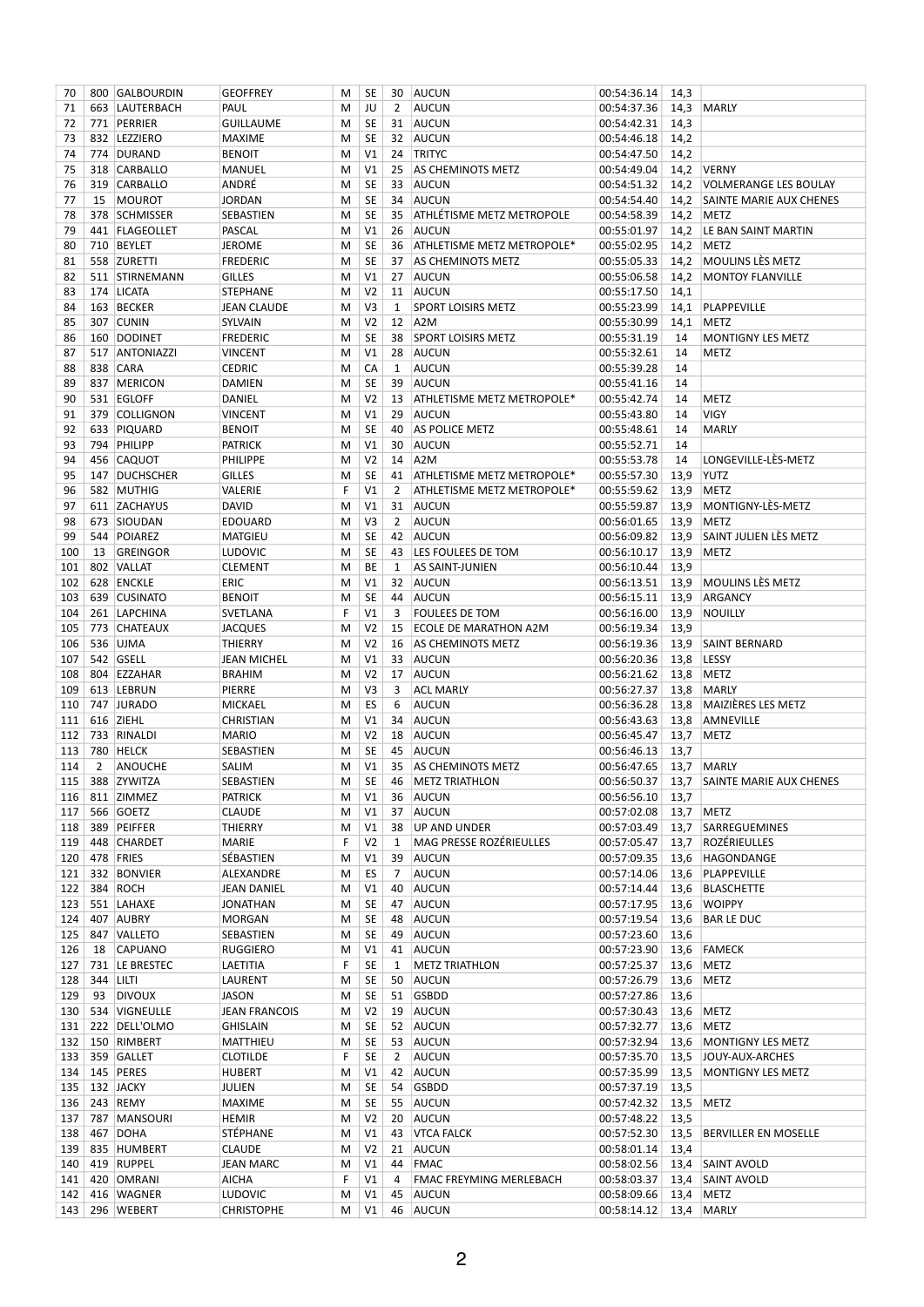| 70 | 800 | GALBOURDIN | GEOFFREY | M | SE | 30 | AUCUN | 00:54:36.14 | 14,3 | |
|---|---|---|---|---|---|---|---|---|---|---|
| 71 | 663 | LAUTERBACH | PAUL | M | JU | 2 | AUCUN | 00:54:37.36 | 14,3 | MARLY |
| 72 | 771 | PERRIER | GUILLAUME | M | SE | 31 | AUCUN | 00:54:42.31 | 14,3 | |
| 73 | 832 | LEZZIERO | MAXIME | M | SE | 32 | AUCUN | 00:54:46.18 | 14,2 | |
| 74 | 774 | DURAND | BENOIT | M | V1 | 24 | TRITYC | 00:54:47.50 | 14,2 | |
| 75 | 318 | CARBALLO | MANUEL | M | V1 | 25 | AS CHEMINOTS METZ | 00:54:49.04 | 14,2 | VERNY |
| 76 | 319 | CARBALLO | ANDRÉ | M | SE | 33 | AUCUN | 00:54:51.32 | 14,2 | VOLMERANGE LES BOULAY |
| 77 | 15 | MOUROT | JORDAN | M | SE | 34 | AUCUN | 00:54:54.40 | 14,2 | SAINTE MARIE AUX CHENES |
| 78 | 378 | SCHMISSER | SEBASTIEN | M | SE | 35 | ATHLÉTISME METZ METROPOLE | 00:54:58.39 | 14,2 | METZ |
| 79 | 441 | FLAGEOLLET | PASCAL | M | V1 | 26 | AUCUN | 00:55:01.97 | 14,2 | LE BAN SAINT MARTIN |
| 80 | 710 | BEYLET | JEROME | M | SE | 36 | ATHLETISME METZ METROPOLE* | 00:55:02.95 | 14,2 | METZ |
| 81 | 558 | ZURETTI | FREDERIC | M | SE | 37 | AS CHEMINOTS METZ | 00:55:05.33 | 14,2 | MOULINS LÈS METZ |
| 82 | 511 | STIRNEMANN | GILLES | M | V1 | 27 | AUCUN | 00:55:06.58 | 14,2 | MONTOY FLANVILLE |
| 83 | 174 | LICATA | STEPHANE | M | V2 | 11 | AUCUN | 00:55:17.50 | 14,1 | |
| 84 | 163 | BECKER | JEAN CLAUDE | M | V3 | 1 | SPORT LOISIRS METZ | 00:55:23.99 | 14,1 | PLAPPEVILLE |
| 85 | 307 | CUNIN | SYLVAIN | M | V2 | 12 | A2M | 00:55:30.99 | 14,1 | METZ |
| 86 | 160 | DODINET | FREDERIC | M | SE | 38 | SPORT LOISIRS METZ | 00:55:31.19 | 14 | MONTIGNY LES METZ |
| 87 | 517 | ANTONIAZZI | VINCENT | M | V1 | 28 | AUCUN | 00:55:32.61 | 14 | METZ |
| 88 | 838 | CARA | CEDRIC | M | CA | 1 | AUCUN | 00:55:39.28 | 14 | |
| 89 | 837 | MERICON | DAMIEN | M | SE | 39 | AUCUN | 00:55:41.16 | 14 | |
| 90 | 531 | EGLOFF | DANIEL | M | V2 | 13 | ATHLETISME METZ METROPOLE* | 00:55:42.74 | 14 | METZ |
| 91 | 379 | COLLIGNON | VINCENT | M | V1 | 29 | AUCUN | 00:55:43.80 | 14 | VIGY |
| 92 | 633 | PIQUARD | BENOIT | M | SE | 40 | AS POLICE METZ | 00:55:48.61 | 14 | MARLY |
| 93 | 794 | PHILIPP | PATRICK | M | V1 | 30 | AUCUN | 00:55:52.71 | 14 | |
| 94 | 456 | CAQUOT | PHILIPPE | M | V2 | 14 | A2M | 00:55:53.78 | 14 | LONGEVILLE-LÈS-METZ |
| 95 | 147 | DUCHSCHER | GILLES | M | SE | 41 | ATHLETISME METZ METROPOLE* | 00:55:57.30 | 13,9 | YUTZ |
| 96 | 582 | MUTHIG | VALERIE | F | V1 | 2 | ATHLETISME METZ METROPOLE* | 00:55:59.62 | 13,9 | METZ |
| 97 | 611 | ZACHAYUS | DAVID | M | V1 | 31 | AUCUN | 00:55:59.87 | 13,9 | MONTIGNY-LÈS-METZ |
| 98 | 673 | SIOUDAN | EDOUARD | M | V3 | 2 | AUCUN | 00:56:01.65 | 13,9 | METZ |
| 99 | 544 | POIAREZ | MATGIEU | M | SE | 42 | AUCUN | 00:56:09.82 | 13,9 | SAINT JULIEN LÈS METZ |
| 100 | 13 | GREINGOR | LUDOVIC | M | SE | 43 | LES FOULEES DE TOM | 00:56:10.17 | 13,9 | METZ |
| 101 | 802 | VALLAT | CLEMENT | M | BE | 1 | AS SAINT-JUNIEN | 00:56:10.44 | 13,9 | |
| 102 | 628 | ENCKLE | ERIC | M | V1 | 32 | AUCUN | 00:56:13.51 | 13,9 | MOULINS LÈS METZ |
| 103 | 639 | CUSINATO | BENOIT | M | SE | 44 | AUCUN | 00:56:15.11 | 13,9 | ARGANCY |
| 104 | 261 | LAPCHINA | SVETLANA | F | V1 | 3 | FOULEES DE TOM | 00:56:16.00 | 13,9 | NOUILLY |
| 105 | 773 | CHATEAUX | JACQUES | M | V2 | 15 | ECOLE DE MARATHON A2M | 00:56:19.34 | 13,9 | |
| 106 | 536 | UJMA | THIERRY | M | V2 | 16 | AS CHEMINOTS METZ | 00:56:19.36 | 13,9 | SAINT BERNARD |
| 107 | 542 | GSELL | JEAN MICHEL | M | V1 | 33 | AUCUN | 00:56:20.36 | 13,8 | LESSY |
| 108 | 804 | EZZAHAR | BRAHIM | M | V2 | 17 | AUCUN | 00:56:21.62 | 13,8 | METZ |
| 109 | 613 | LEBRUN | PIERRE | M | V3 | 3 | ACL MARLY | 00:56:27.37 | 13,8 | MARLY |
| 110 | 747 | JURADO | MICKAEL | M | ES | 6 | AUCUN | 00:56:36.28 | 13,8 | MAIZIÈRES LES METZ |
| 111 | 616 | ZIEHL | CHRISTIAN | M | V1 | 34 | AUCUN | 00:56:43.63 | 13,8 | AMNEVILLE |
| 112 | 733 | RINALDI | MARIO | M | V2 | 18 | AUCUN | 00:56:45.47 | 13,7 | METZ |
| 113 | 780 | HELCK | SEBASTIEN | M | SE | 45 | AUCUN | 00:56:46.13 | 13,7 | |
| 114 | 2 | ANOUCHE | SALIM | M | V1 | 35 | AS CHEMINOTS METZ | 00:56:47.65 | 13,7 | MARLY |
| 115 | 388 | ZYWITZA | SEBASTIEN | M | SE | 46 | METZ TRIATHLON | 00:56:50.37 | 13,7 | SAINTE MARIE AUX CHENES |
| 116 | 811 | ZIMMEZ | PATRICK | M | V1 | 36 | AUCUN | 00:56:56.10 | 13,7 | |
| 117 | 566 | GOETZ | CLAUDE | M | V1 | 37 | AUCUN | 00:57:02.08 | 13,7 | METZ |
| 118 | 389 | PEIFFER | THIERRY | M | V1 | 38 | UP AND UNDER | 00:57:03.49 | 13,7 | SARREGUEMINES |
| 119 | 448 | CHARDET | MARIE | F | V2 | 1 | MAG PRESSE ROZÉRIEULLES | 00:57:05.47 | 13,7 | ROZÉRIEULLES |
| 120 | 478 | FRIES | SÉBASTIEN | M | V1 | 39 | AUCUN | 00:57:09.35 | 13,6 | HAGONDANGE |
| 121 | 332 | BONVIER | ALEXANDRE | M | ES | 7 | AUCUN | 00:57:14.06 | 13,6 | PLAPPEVILLE |
| 122 | 384 | ROCH | JEAN DANIEL | M | V1 | 40 | AUCUN | 00:57:14.44 | 13,6 | BLASCHETTE |
| 123 | 551 | LAHAXE | JONATHAN | M | SE | 47 | AUCUN | 00:57:17.95 | 13,6 | WOIPPY |
| 124 | 407 | AUBRY | MORGAN | M | SE | 48 | AUCUN | 00:57:19.54 | 13,6 | BAR LE DUC |
| 125 | 847 | VALLETO | SEBASTIEN | M | SE | 49 | AUCUN | 00:57:23.60 | 13,6 | |
| 126 | 18 | CAPUANO | RUGGIERO | M | V1 | 41 | AUCUN | 00:57:23.90 | 13,6 | FAMECK |
| 127 | 731 | LE BRESTEC | LAETITIA | F | SE | 1 | METZ TRIATHLON | 00:57:25.37 | 13,6 | METZ |
| 128 | 344 | LILTI | LAURENT | M | SE | 50 | AUCUN | 00:57:26.79 | 13,6 | METZ |
| 129 | 93 | DIVOUX | JASON | M | SE | 51 | GSBDD | 00:57:27.86 | 13,6 | |
| 130 | 534 | VIGNEULLE | JEAN FRANCOIS | M | V2 | 19 | AUCUN | 00:57:30.43 | 13,6 | METZ |
| 131 | 222 | DELL'OLMO | GHISLAIN | M | SE | 52 | AUCUN | 00:57:32.77 | 13,6 | METZ |
| 132 | 150 | RIMBERT | MATTHIEU | M | SE | 53 | AUCUN | 00:57:32.94 | 13,6 | MONTIGNY LES METZ |
| 133 | 359 | GALLET | CLOTILDE | F | SE | 2 | AUCUN | 00:57:35.70 | 13,5 | JOUY-AUX-ARCHES |
| 134 | 145 | PERES | HUBERT | M | V1 | 42 | AUCUN | 00:57:35.99 | 13,5 | MONTIGNY LES METZ |
| 135 | 132 | JACKY | JULIEN | M | SE | 54 | GSBDD | 00:57:37.19 | 13,5 | |
| 136 | 243 | REMY | MAXIME | M | SE | 55 | AUCUN | 00:57:42.32 | 13,5 | METZ |
| 137 | 787 | MANSOURI | HEMIR | M | V2 | 20 | AUCUN | 00:57:48.22 | 13,5 | |
| 138 | 467 | DOHA | STÉPHANE | M | V1 | 43 | VTCA FALCK | 00:57:52.30 | 13,5 | BERVILLER EN MOSELLE |
| 139 | 835 | HUMBERT | CLAUDE | M | V2 | 21 | AUCUN | 00:58:01.14 | 13,4 | |
| 140 | 419 | RUPPEL | JEAN MARC | M | V1 | 44 | FMAC | 00:58:02.56 | 13,4 | SAINT AVOLD |
| 141 | 420 | OMRANI | AICHA | F | V1 | 4 | FMAC FREYMING MERLEBACH | 00:58:03.37 | 13,4 | SAINT AVOLD |
| 142 | 416 | WAGNER | LUDOVIC | M | V1 | 45 | AUCUN | 00:58:09.66 | 13,4 | METZ |
| 143 | 296 | WEBERT | CHRISTOPHE | M | V1 | 46 | AUCUN | 00:58:14.12 | 13,4 | MARLY |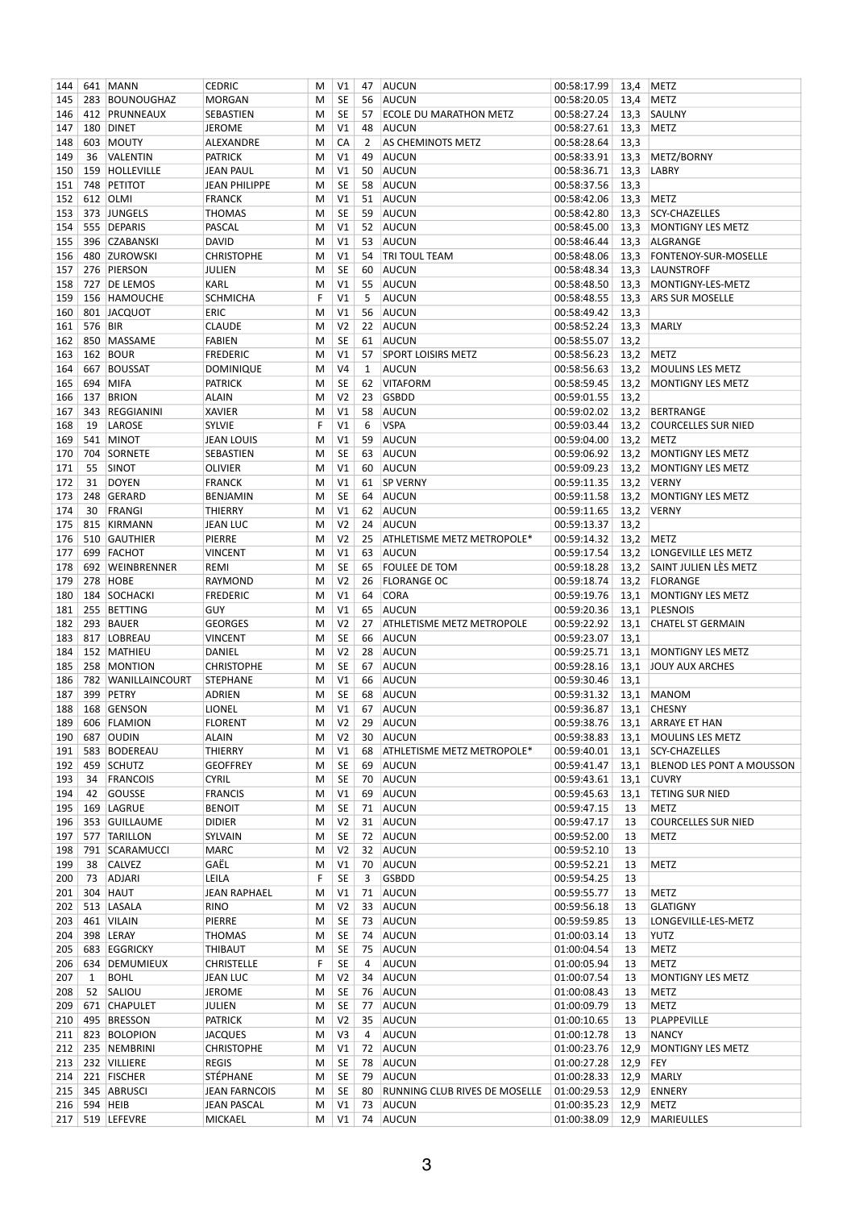| 144 | 641 | MANN | CEDRIC | M | V1 | 47 | AUCUN | 00:58:17.99 | 13,4 | METZ |
|---|---|---|---|---|---|---|---|---|---|---|
| 145 | 283 | BOUNOUGHAZ | MORGAN | M | SE | 56 | AUCUN | 00:58:20.05 | 13,4 | METZ |
| 146 | 412 | PRUNNEAUX | SEBASTIEN | M | SE | 57 | ECOLE DU MARATHON METZ | 00:58:27.24 | 13,3 | SAULNY |
| 147 | 180 | DINET | JEROME | M | V1 | 48 | AUCUN | 00:58:27.61 | 13,3 | METZ |
| 148 | 603 | MOUTY | ALEXANDRE | M | CA | 2 | AS CHEMINOTS METZ | 00:58:28.64 | 13,3 | |
| 149 | 36 | VALENTIN | PATRICK | M | V1 | 49 | AUCUN | 00:58:33.91 | 13,3 | METZ/BORNY |
| 150 | 159 | HOLLEVILLE | JEAN PAUL | M | V1 | 50 | AUCUN | 00:58:36.71 | 13,3 | LABRY |
| 151 | 748 | PETITOT | JEAN PHILIPPE | M | SE | 58 | AUCUN | 00:58:37.56 | 13,3 | |
| 152 | 612 | OLMI | FRANCK | M | V1 | 51 | AUCUN | 00:58:42.06 | 13,3 | METZ |
| 153 | 373 | JUNGELS | THOMAS | M | SE | 59 | AUCUN | 00:58:42.80 | 13,3 | SCY-CHAZELLES |
| 154 | 555 | DEPARIS | PASCAL | M | V1 | 52 | AUCUN | 00:58:45.00 | 13,3 | MONTIGNY LES METZ |
| 155 | 396 | CZABANSKI | DAVID | M | V1 | 53 | AUCUN | 00:58:46.44 | 13,3 | ALGRANGE |
| 156 | 480 | ZUROWSKI | CHRISTOPHE | M | V1 | 54 | TRI TOUL TEAM | 00:58:48.06 | 13,3 | FONTENOY-SUR-MOSELLE |
| 157 | 276 | PIERSON | JULIEN | M | SE | 60 | AUCUN | 00:58:48.34 | 13,3 | LAUNSTROFF |
| 158 | 727 | DE LEMOS | KARL | M | V1 | 55 | AUCUN | 00:58:48.50 | 13,3 | MONTIGNY-LES-METZ |
| 159 | 156 | HAMOUCHE | SCHMICHA | F | V1 | 5 | AUCUN | 00:58:48.55 | 13,3 | ARS SUR MOSELLE |
| 160 | 801 | JACQUOT | ERIC | M | V1 | 56 | AUCUN | 00:58:49.42 | 13,3 | |
| 161 | 576 | BIR | CLAUDE | M | V2 | 22 | AUCUN | 00:58:52.24 | 13,3 | MARLY |
| 162 | 850 | MASSAME | FABIEN | M | SE | 61 | AUCUN | 00:58:55.07 | 13,2 | |
| 163 | 162 | BOUR | FREDERIC | M | V1 | 57 | SPORT LOISIRS METZ | 00:58:56.23 | 13,2 | METZ |
| 164 | 667 | BOUSSAT | DOMINIQUE | M | V4 | 1 | AUCUN | 00:58:56.63 | 13,2 | MOULINS LES METZ |
| 165 | 694 | MIFA | PATRICK | M | SE | 62 | VITAFORM | 00:58:59.45 | 13,2 | MONTIGNY LES METZ |
| 166 | 137 | BRION | ALAIN | M | V2 | 23 | GSBDD | 00:59:01.55 | 13,2 | |
| 167 | 343 | REGGIANINI | XAVIER | M | V1 | 58 | AUCUN | 00:59:02.02 | 13,2 | BERTRANGE |
| 168 | 19 | LAROSE | SYLVIE | F | V1 | 6 | VSPA | 00:59:03.44 | 13,2 | COURCELLES SUR NIED |
| 169 | 541 | MINOT | JEAN LOUIS | M | V1 | 59 | AUCUN | 00:59:04.00 | 13,2 | METZ |
| 170 | 704 | SORNETTE | SEBASTIEN | M | SE | 63 | AUCUN | 00:59:06.92 | 13,2 | MONTIGNY LES METZ |
| 171 | 55 | SINOT | OLIVIER | M | V1 | 60 | AUCUN | 00:59:09.23 | 13,2 | MONTIGNY LES METZ |
| 172 | 31 | DOYEN | FRANCK | M | V1 | 61 | SP VERNY | 00:59:11.35 | 13,2 | VERNY |
| 173 | 248 | GERARD | BENJAMIN | M | SE | 64 | AUCUN | 00:59:11.58 | 13,2 | MONTIGNY LES METZ |
| 174 | 30 | FRANGI | THIERRY | M | V1 | 62 | AUCUN | 00:59:11.65 | 13,2 | VERNY |
| 175 | 815 | KIRMANN | JEAN LUC | M | V2 | 24 | AUCUN | 00:59:13.37 | 13,2 | |
| 176 | 510 | GAUTHIER | PIERRE | M | V2 | 25 | ATHLETISME METZ METROPOLE* | 00:59:14.32 | 13,2 | METZ |
| 177 | 699 | FACHOT | VINCENT | M | V1 | 63 | AUCUN | 00:59:17.54 | 13,2 | LONGEVILLE LES METZ |
| 178 | 692 | WEINBRENNER | REMI | M | SE | 65 | FOULEE DE TOM | 00:59:18.28 | 13,2 | SAINT JULIEN LÈS METZ |
| 179 | 278 | HOBE | RAYMOND | M | V2 | 26 | FLORANGE OC | 00:59:18.74 | 13,2 | FLORANGE |
| 180 | 184 | SOCHACKI | FREDERIC | M | V1 | 64 | CORA | 00:59:19.76 | 13,1 | MONTIGNY LES METZ |
| 181 | 255 | BETTING | GUY | M | V1 | 65 | AUCUN | 00:59:20.36 | 13,1 | PLESNOIS |
| 182 | 293 | BAUER | GEORGES | M | V2 | 27 | ATHLETISME METZ METROPOLE | 00:59:22.92 | 13,1 | CHATEL ST GERMAIN |
| 183 | 817 | LOBREAU | VINCENT | M | SE | 66 | AUCUN | 00:59:23.07 | 13,1 | |
| 184 | 152 | MATHIEU | DANIEL | M | V2 | 28 | AUCUN | 00:59:25.71 | 13,1 | MONTIGNY LES METZ |
| 185 | 258 | MONTION | CHRISTOPHE | M | SE | 67 | AUCUN | 00:59:28.16 | 13,1 | JOUY AUX ARCHES |
| 186 | 782 | WANILLAINCOURT | STEPHANE | M | V1 | 66 | AUCUN | 00:59:30.46 | 13,1 | |
| 187 | 399 | PETRY | ADRIEN | M | SE | 68 | AUCUN | 00:59:31.32 | 13,1 | MANOM |
| 188 | 168 | GENSON | LIONEL | M | V1 | 67 | AUCUN | 00:59:36.87 | 13,1 | CHESNY |
| 189 | 606 | FLAMION | FLORENT | M | V2 | 29 | AUCUN | 00:59:38.76 | 13,1 | ARRAYE ET HAN |
| 190 | 687 | OUDIN | ALAIN | M | V2 | 30 | AUCUN | 00:59:38.83 | 13,1 | MOULINS LES METZ |
| 191 | 583 | BODEREAU | THIERRY | M | V1 | 68 | ATHLETISME METZ METROPOLE* | 00:59:40.01 | 13,1 | SCY-CHAZELLES |
| 192 | 459 | SCHUTZ | GEOFFREY | M | SE | 69 | AUCUN | 00:59:41.47 | 13,1 | BLENOD LES PONT A MOUSSON |
| 193 | 34 | FRANCOIS | CYRIL | M | SE | 70 | AUCUN | 00:59:43.61 | 13,1 | CUVRY |
| 194 | 42 | GOUSSE | FRANCIS | M | V1 | 69 | AUCUN | 00:59:45.63 | 13,1 | TETING SUR NIED |
| 195 | 169 | LAGRUE | BENOIT | M | SE | 71 | AUCUN | 00:59:47.15 | 13 | METZ |
| 196 | 353 | GUILLAUME | DIDIER | M | V2 | 31 | AUCUN | 00:59:47.17 | 13 | COURCELLES SUR NIED |
| 197 | 577 | TARILLON | SYLVAIN | M | SE | 72 | AUCUN | 00:59:52.00 | 13 | METZ |
| 198 | 791 | SCARAMUCCI | MARC | M | V2 | 32 | AUCUN | 00:59:52.10 | 13 | |
| 199 | 38 | CALVEZ | GAËL | M | V1 | 70 | AUCUN | 00:59:52.21 | 13 | METZ |
| 200 | 73 | ADJARI | LEILA | F | SE | 3 | GSBDD | 00:59:54.25 | 13 | |
| 201 | 304 | HAUT | JEAN RAPHAEL | M | V1 | 71 | AUCUN | 00:59:55.77 | 13 | METZ |
| 202 | 513 | LASALA | RINO | M | V2 | 33 | AUCUN | 00:59:56.18 | 13 | GLATIGNY |
| 203 | 461 | VILAIN | PIERRE | M | SE | 73 | AUCUN | 00:59:59.85 | 13 | LONGEVILLE-LES-METZ |
| 204 | 398 | LERAY | THOMAS | M | SE | 74 | AUCUN | 01:00:03.14 | 13 | YUTZ |
| 205 | 683 | EGGRICKY | THIBAUT | M | SE | 75 | AUCUN | 01:00:04.54 | 13 | METZ |
| 206 | 634 | DEMUMIEUX | CHRISTELLE | F | SE | 4 | AUCUN | 01:00:05.94 | 13 | METZ |
| 207 | 1 | BOHL | JEAN LUC | M | V2 | 34 | AUCUN | 01:00:07.54 | 13 | MONTIGNY LES METZ |
| 208 | 52 | SALIOU | JEROME | M | SE | 76 | AUCUN | 01:00:08.43 | 13 | METZ |
| 209 | 671 | CHAPULET | JULIEN | M | SE | 77 | AUCUN | 01:00:09.79 | 13 | METZ |
| 210 | 495 | BRESSON | PATRICK | M | V2 | 35 | AUCUN | 01:00:10.65 | 13 | PLAPPEVILLE |
| 211 | 823 | BOLOPION | JACQUES | M | V3 | 4 | AUCUN | 01:00:12.78 | 13 | NANCY |
| 212 | 235 | NEMBRINI | CHRISTOPHE | M | V1 | 72 | AUCUN | 01:00:23.76 | 12,9 | MONTIGNY LES METZ |
| 213 | 232 | VILLIERE | REGIS | M | SE | 78 | AUCUN | 01:00:27.28 | 12,9 | FEY |
| 214 | 221 | FISCHER | STÉPHANE | M | SE | 79 | AUCUN | 01:00:28.33 | 12,9 | MARLY |
| 215 | 345 | ABRUSCI | JEAN FARNCOIS | M | SE | 80 | RUNNING CLUB RIVES DE MOSELLE | 01:00:29.53 | 12,9 | ENNERY |
| 216 | 594 | HEIB | JEAN PASCAL | M | V1 | 73 | AUCUN | 01:00:35.23 | 12,9 | METZ |
| 217 | 519 | LEFEVRE | MICKAEL | M | V1 | 74 | AUCUN | 01:00:38.09 | 12,9 | MARIEULLES |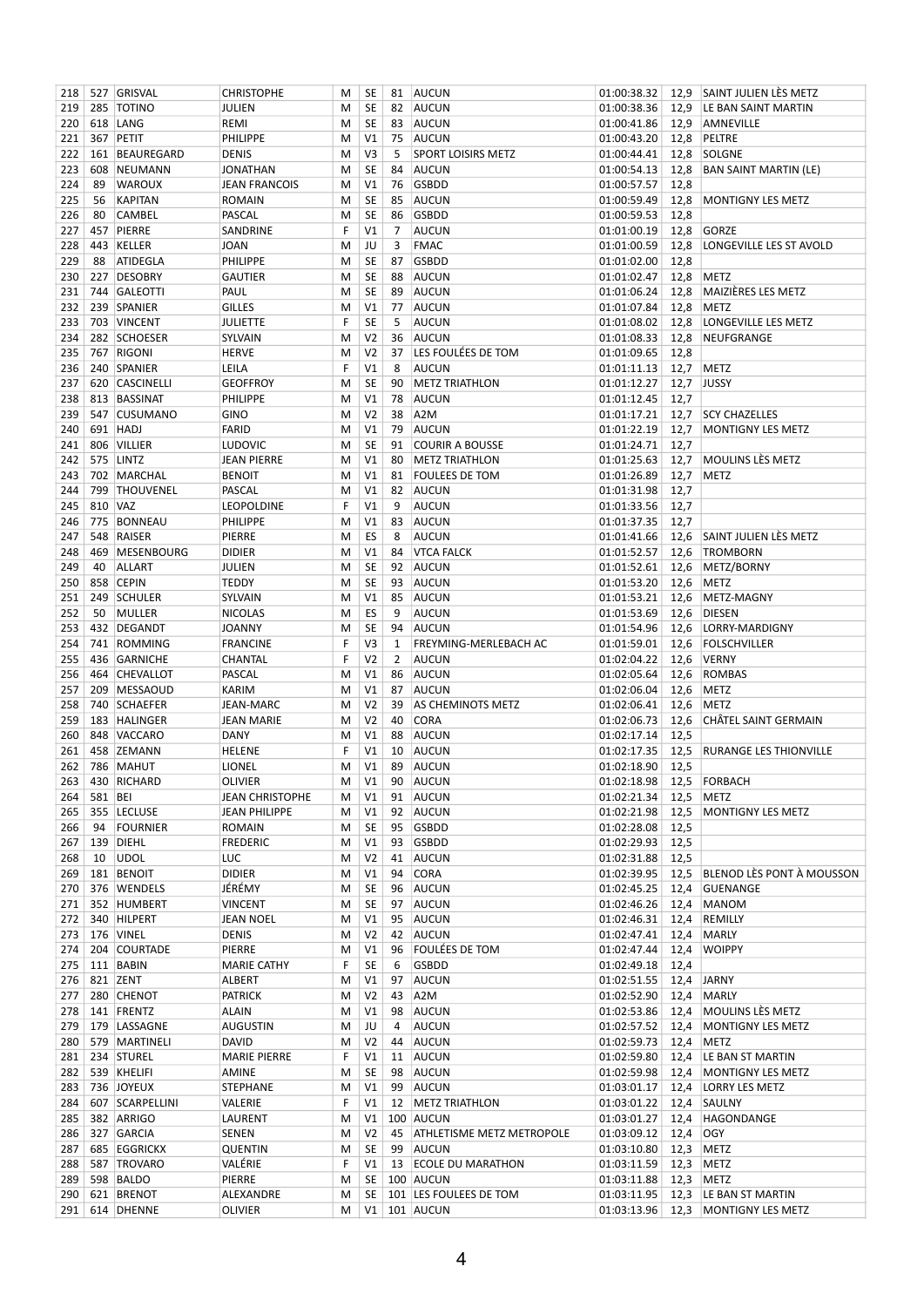| 218 | 527 | GRISVAL | CHRISTOPHE | M | SE | 81 | AUCUN | 01:00:38.32 | 12,9 | SAINT JULIEN LÈS METZ |
|---|---|---|---|---|---|---|---|---|---|---|
| 219 | 285 | TOTINO | JULIEN | M | SE | 82 | AUCUN | 01:00:38.36 | 12,9 | LE BAN SAINT MARTIN |
| 220 | 618 | LANG | REMI | M | SE | 83 | AUCUN | 01:00:41.86 | 12,9 | AMNEVILLE |
| 221 | 367 | PETIT | PHILIPPE | M | V1 | 75 | AUCUN | 01:00:43.20 | 12,8 | PELTRE |
| 222 | 161 | BEAUREGARD | DENIS | M | V3 | 5 | SPORT LOISIRS METZ | 01:00:44.41 | 12,8 | SOLGNE |
| 223 | 608 | NEUMANN | JONATHAN | M | SE | 84 | AUCUN | 01:00:54.13 | 12,8 | BAN SAINT MARTIN (LE) |
| 224 | 89 | WAROUX | JEAN FRANCOIS | M | V1 | 76 | GSBDD | 01:00:57.57 | 12,8 | |
| 225 | 56 | KAPITAN | ROMAIN | M | SE | 85 | AUCUN | 01:00:59.49 | 12,8 | MONTIGNY LES METZ |
| 226 | 80 | CAMBEL | PASCAL | M | SE | 86 | GSBDD | 01:00:59.53 | 12,8 | |
| 227 | 457 | PIERRE | SANDRINE | F | V1 | 7 | AUCUN | 01:01:00.19 | 12,8 | GORZE |
| 228 | 443 | KELLER | JOAN | M | JU | 3 | FMAC | 01:01:00.59 | 12,8 | LONGEVILLE LES ST AVOLD |
| 229 | 88 | ATIDEGLA | PHILIPPE | M | SE | 87 | GSBDD | 01:01:02.00 | 12,8 | |
| 230 | 227 | DESOBRY | GAUTIER | M | SE | 88 | AUCUN | 01:01:02.47 | 12,8 | METZ |
| 231 | 744 | GALEOTTI | PAUL | M | SE | 89 | AUCUN | 01:01:06.24 | 12,8 | MAIZIÈRES LES METZ |
| 232 | 239 | SPANIER | GILLES | M | V1 | 77 | AUCUN | 01:01:07.84 | 12,8 | METZ |
| 233 | 703 | VINCENT | JULIETTE | F | SE | 5 | AUCUN | 01:01:08.02 | 12,8 | LONGEVILLE LES METZ |
| 234 | 282 | SCHOESER | SYLVAIN | M | V2 | 36 | AUCUN | 01:01:08.33 | 12,8 | NEUFGRANGE |
| 235 | 767 | RIGONI | HERVE | M | V2 | 37 | LES FOULÉES DE TOM | 01:01:09.65 | 12,8 | |
| 236 | 240 | SPANIER | LEILA | F | V1 | 8 | AUCUN | 01:01:11.13 | 12,7 | METZ |
| 237 | 620 | CASCINELLI | GEOFFROY | M | SE | 90 | METZ TRIATHLON | 01:01:12.27 | 12,7 | JUSSY |
| 238 | 813 | BASSINAT | PHILIPPE | M | V1 | 78 | AUCUN | 01:01:12.45 | 12,7 | |
| 239 | 547 | CUSUMANO | GINO | M | V2 | 38 | A2M | 01:01:17.21 | 12,7 | SCY CHAZELLES |
| 240 | 691 | HADJ | FARID | M | V1 | 79 | AUCUN | 01:01:22.19 | 12,7 | MONTIGNY LES METZ |
| 241 | 806 | VILLIER | LUDOVIC | M | SE | 91 | COURIR A BOUSSE | 01:01:24.71 | 12,7 | |
| 242 | 575 | LINTZ | JEAN PIERRE | M | V1 | 80 | METZ TRIATHLON | 01:01:25.63 | 12,7 | MOULINS LÈS METZ |
| 243 | 702 | MARCHAL | BENOIT | M | V1 | 81 | FOULEES DE TOM | 01:01:26.89 | 12,7 | METZ |
| 244 | 799 | THOUVENEL | PASCAL | M | V1 | 82 | AUCUN | 01:01:31.98 | 12,7 | |
| 245 | 810 | VAZ | LEOPOLDINE | F | V1 | 9 | AUCUN | 01:01:33.56 | 12,7 | |
| 246 | 775 | BONNEAU | PHILIPPE | M | V1 | 83 | AUCUN | 01:01:37.35 | 12,7 | |
| 247 | 548 | RAISER | PIERRE | M | ES | 8 | AUCUN | 01:01:41.66 | 12,6 | SAINT JULIEN LÈS METZ |
| 248 | 469 | MESENBOURG | DIDIER | M | V1 | 84 | VTCA FALCK | 01:01:52.57 | 12,6 | TROMBORN |
| 249 | 40 | ALLART | JULIEN | M | SE | 92 | AUCUN | 01:01:52.61 | 12,6 | METZ/BORNY |
| 250 | 858 | CEPIN | TEDDY | M | SE | 93 | AUCUN | 01:01:53.20 | 12,6 | METZ |
| 251 | 249 | SCHULER | SYLVAIN | M | V1 | 85 | AUCUN | 01:01:53.21 | 12,6 | METZ-MAGNY |
| 252 | 50 | MULLER | NICOLAS | M | ES | 9 | AUCUN | 01:01:53.69 | 12,6 | DIESEN |
| 253 | 432 | DEGANDT | JOANNY | M | SE | 94 | AUCUN | 01:01:54.96 | 12,6 | LORRY-MARDIGNY |
| 254 | 741 | ROMMING | FRANCINE | F | V3 | 1 | FREYMING-MERLEBACH AC | 01:01:59.01 | 12,6 | FOLSCHVILLER |
| 255 | 436 | GARNICHE | CHANTAL | F | V2 | 2 | AUCUN | 01:02:04.22 | 12,6 | VERNY |
| 256 | 464 | CHEVALLOT | PASCAL | M | V1 | 86 | AUCUN | 01:02:05.64 | 12,6 | ROMBAS |
| 257 | 209 | MESSAOUD | KARIM | M | V1 | 87 | AUCUN | 01:02:06.04 | 12,6 | METZ |
| 258 | 740 | SCHAEFER | JEAN-MARC | M | V2 | 39 | AS CHEMINOTS METZ | 01:02:06.41 | 12,6 | METZ |
| 259 | 183 | HALINGER | JEAN MARIE | M | V2 | 40 | CORA | 01:02:06.73 | 12,6 | CHÂTEL SAINT GERMAIN |
| 260 | 848 | VACCARO | DANY | M | V1 | 88 | AUCUN | 01:02:17.14 | 12,5 | |
| 261 | 458 | ZEMANN | HELENE | F | V1 | 10 | AUCUN | 01:02:17.35 | 12,5 | RURANGE LES THIONVILLE |
| 262 | 786 | MAHUT | LIONEL | M | V1 | 89 | AUCUN | 01:02:18.90 | 12,5 | |
| 263 | 430 | RICHARD | OLIVIER | M | V1 | 90 | AUCUN | 01:02:18.98 | 12,5 | FORBACH |
| 264 | 581 | BEI | JEAN CHRISTOPHE | M | V1 | 91 | AUCUN | 01:02:21.34 | 12,5 | METZ |
| 265 | 355 | LECLUSE | JEAN PHILIPPE | M | V1 | 92 | AUCUN | 01:02:21.98 | 12,5 | MONTIGNY LES METZ |
| 266 | 94 | FOURNIER | ROMAIN | M | SE | 95 | GSBDD | 01:02:28.08 | 12,5 | |
| 267 | 139 | DIEHL | FREDERIC | M | V1 | 93 | GSBDD | 01:02:29.93 | 12,5 | |
| 268 | 10 | UDOL | LUC | M | V2 | 41 | AUCUN | 01:02:31.88 | 12,5 | |
| 269 | 181 | BENOIT | DIDIER | M | V1 | 94 | CORA | 01:02:39.95 | 12,5 | BLENOD LÈS PONT À MOUSSON |
| 270 | 376 | WENDELS | JÉRÉMY | M | SE | 96 | AUCUN | 01:02:45.25 | 12,4 | GUENANGE |
| 271 | 352 | HUMBERT | VINCENT | M | SE | 97 | AUCUN | 01:02:46.26 | 12,4 | MANOM |
| 272 | 340 | HILPERT | JEAN NOEL | M | V1 | 95 | AUCUN | 01:02:46.31 | 12,4 | REMILLY |
| 273 | 176 | VINEL | DENIS | M | V2 | 42 | AUCUN | 01:02:47.41 | 12,4 | MARLY |
| 274 | 204 | COURTADE | PIERRE | M | V1 | 96 | FOULÉES DE TOM | 01:02:47.44 | 12,4 | WOIPPY |
| 275 | 111 | BABIN | MARIE CATHY | F | SE | 6 | GSBDD | 01:02:49.18 | 12,4 | |
| 276 | 821 | ZENT | ALBERT | M | V1 | 97 | AUCUN | 01:02:51.55 | 12,4 | JARNY |
| 277 | 280 | CHENOT | PATRICK | M | V2 | 43 | A2M | 01:02:52.90 | 12,4 | MARLY |
| 278 | 141 | FRENTZ | ALAIN | M | V1 | 98 | AUCUN | 01:02:53.86 | 12,4 | MOULINS LÈS METZ |
| 279 | 179 | LASSAGNE | AUGUSTIN | M | JU | 4 | AUCUN | 01:02:57.52 | 12,4 | MONTIGNY LES METZ |
| 280 | 579 | MARTINELI | DAVID | M | V2 | 44 | AUCUN | 01:02:59.73 | 12,4 | METZ |
| 281 | 234 | STUREL | MARIE PIERRE | F | V1 | 11 | AUCUN | 01:02:59.80 | 12,4 | LE BAN ST MARTIN |
| 282 | 539 | KHELIFI | AMINE | M | SE | 98 | AUCUN | 01:02:59.98 | 12,4 | MONTIGNY LES METZ |
| 283 | 736 | JOYEUX | STEPHANE | M | V1 | 99 | AUCUN | 01:03:01.17 | 12,4 | LORRY LES METZ |
| 284 | 607 | SCARPELLINI | VALERIE | F | V1 | 12 | METZ TRIATHLON | 01:03:01.22 | 12,4 | SAULNY |
| 285 | 382 | ARRIGO | LAURENT | M | V1 | 100 | AUCUN | 01:03:01.27 | 12,4 | HAGONDANGE |
| 286 | 327 | GARCIA | SENEN | M | V2 | 45 | ATHLETISME METZ METROPOLE | 01:03:09.12 | 12,4 | OGY |
| 287 | 685 | EGGRICKX | QUENTIN | M | SE | 99 | AUCUN | 01:03:10.80 | 12,3 | METZ |
| 288 | 587 | TROVARO | VALÉRIE | F | V1 | 13 | ECOLE DU MARATHON | 01:03:11.59 | 12,3 | METZ |
| 289 | 598 | BALDO | PIERRE | M | SE | 100 | AUCUN | 01:03:11.88 | 12,3 | METZ |
| 290 | 621 | BRENOT | ALEXANDRE | M | SE | 101 | LES FOULEES DE TOM | 01:03:11.95 | 12,3 | LE BAN ST MARTIN |
| 291 | 614 | DHENNE | OLIVIER | M | V1 | 101 | AUCUN | 01:03:13.96 | 12,3 | MONTIGNY LES METZ |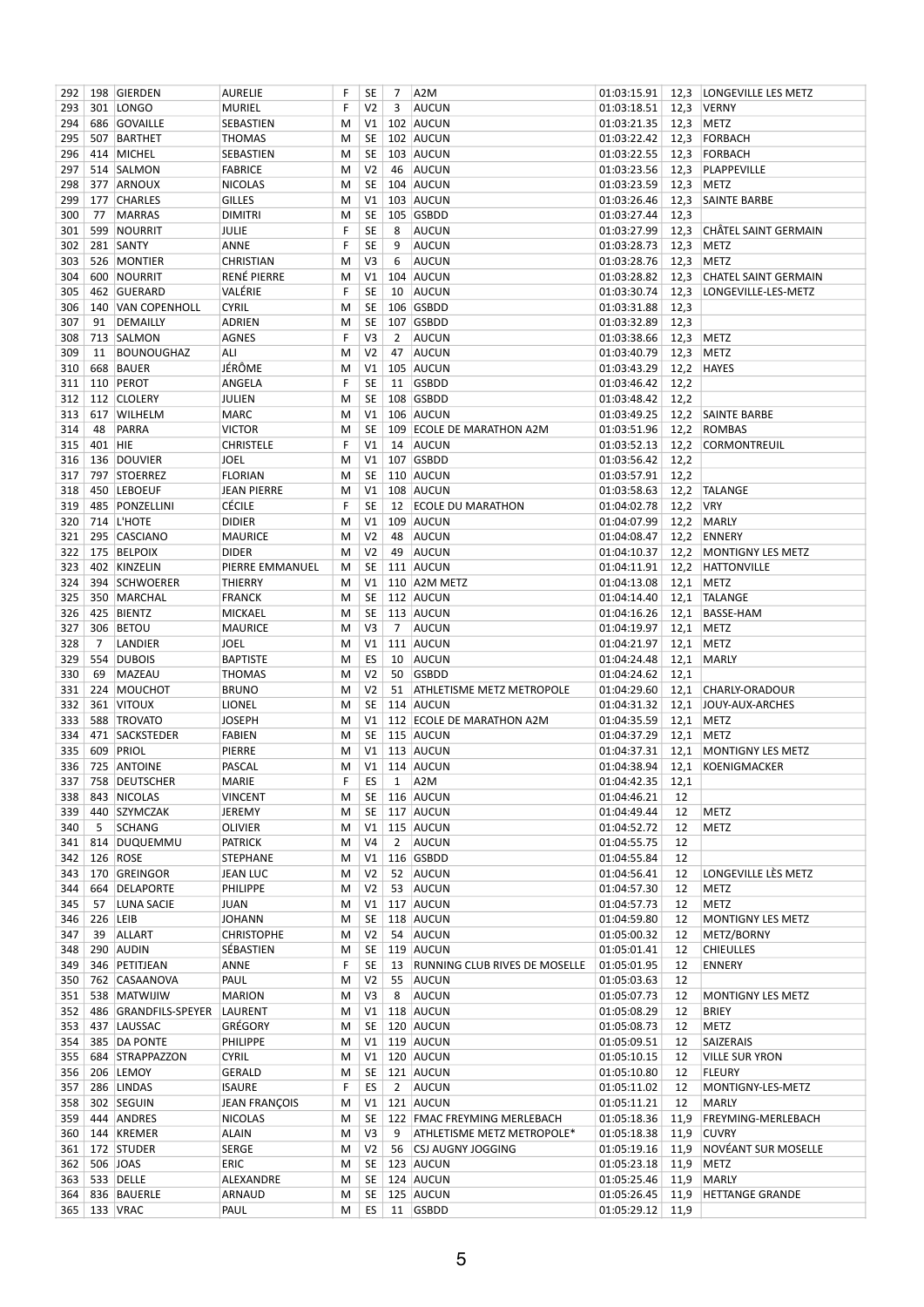| 292 | 198 | GIERDEN | AURELIE | F | SE | 7 | A2M | 01:03:15.91 | 12,3 | LONGEVILLE LES METZ |
|---|---|---|---|---|---|---|---|---|---|---|
| 293 | 301 | LONGO | MURIEL | F | V2 | 3 | AUCUN | 01:03:18.51 | 12,3 | VERNY |
| 294 | 686 | GOVAILLE | SEBASTIEN | M | V1 | 102 | AUCUN | 01:03:21.35 | 12,3 | METZ |
| 295 | 507 | BARTHET | THOMAS | M | SE | 102 | AUCUN | 01:03:22.42 | 12,3 | FORBACH |
| 296 | 414 | MICHEL | SEBASTIEN | M | SE | 103 | AUCUN | 01:03:22.55 | 12,3 | FORBACH |
| 297 | 514 | SALMON | FABRICE | M | V2 | 46 | AUCUN | 01:03:23.56 | 12,3 | PLAPPEVILLE |
| 298 | 377 | ARNOUX | NICOLAS | M | SE | 104 | AUCUN | 01:03:23.59 | 12,3 | METZ |
| 299 | 177 | CHARLES | GILLES | M | V1 | 103 | AUCUN | 01:03:26.46 | 12,3 | SAINTE BARBE |
| 300 | 77 | MARRAS | DIMITRI | M | SE | 105 | GSBDD | 01:03:27.44 | 12,3 | |
| 301 | 599 | NOURRIT | JULIE | F | SE | 8 | AUCUN | 01:03:27.99 | 12,3 | CHÂTEL SAINT GERMAIN |
| 302 | 281 | SANTY | ANNE | F | SE | 9 | AUCUN | 01:03:28.73 | 12,3 | METZ |
| 303 | 526 | MONTIER | CHRISTIAN | M | V3 | 6 | AUCUN | 01:03:28.76 | 12,3 | METZ |
| 304 | 600 | NOURRIT | RENÉ PIERRE | M | V1 | 104 | AUCUN | 01:03:28.82 | 12,3 | CHATEL SAINT GERMAIN |
| 305 | 462 | GUERARD | VALÉRIE | F | SE | 10 | AUCUN | 01:03:30.74 | 12,3 | LONGEVILLE-LES-METZ |
| 306 | 140 | VAN COPENHOLL | CYRIL | M | SE | 106 | GSBDD | 01:03:31.88 | 12,3 | |
| 307 | 91 | DEMAILLY | ADRIEN | M | SE | 107 | GSBDD | 01:03:32.89 | 12,3 | |
| 308 | 713 | SALMON | AGNES | F | V3 | 2 | AUCUN | 01:03:38.66 | 12,3 | METZ |
| 309 | 11 | BOUNOUGHAZ | ALI | M | V2 | 47 | AUCUN | 01:03:40.79 | 12,3 | METZ |
| 310 | 668 | BAUER | JÉRÔME | M | V1 | 105 | AUCUN | 01:03:43.29 | 12,2 | HAYES |
| 311 | 110 | PEROT | ANGELA | F | SE | 11 | GSBDD | 01:03:46.42 | 12,2 | |
| 312 | 112 | CLOLERY | JULIEN | M | SE | 108 | GSBDD | 01:03:48.42 | 12,2 | |
| 313 | 617 | WILHELM | MARC | M | V1 | 106 | AUCUN | 01:03:49.25 | 12,2 | SAINTE BARBE |
| 314 | 48 | PARRA | VICTOR | M | SE | 109 | ECOLE DE MARATHON A2M | 01:03:51.96 | 12,2 | ROMBAS |
| 315 | 401 | HIE | CHRISTELE | F | V1 | 14 | AUCUN | 01:03:52.13 | 12,2 | CORMONTREUIL |
| 316 | 136 | DOUVIER | JOEL | M | V1 | 107 | GSBDD | 01:03:56.42 | 12,2 | |
| 317 | 797 | STOERREZ | FLORIAN | M | SE | 110 | AUCUN | 01:03:57.91 | 12,2 | |
| 318 | 450 | LEBOEUF | JEAN PIERRE | M | V1 | 108 | AUCUN | 01:03:58.63 | 12,2 | TALANGE |
| 319 | 485 | PONZELLINI | CÉCILE | F | SE | 12 | ECOLE DU MARATHON | 01:04:02.78 | 12,2 | VRY |
| 320 | 714 | L'HOTE | DIDIER | M | V1 | 109 | AUCUN | 01:04:07.99 | 12,2 | MARLY |
| 321 | 295 | CASCIANO | MAURICE | M | V2 | 48 | AUCUN | 01:04:08.47 | 12,2 | ENNERY |
| 322 | 175 | BELPOIX | DIDER | M | V2 | 49 | AUCUN | 01:04:10.37 | 12,2 | MONTIGNY LES METZ |
| 323 | 402 | KINZELIN | PIERRE EMMANUEL | M | SE | 111 | AUCUN | 01:04:11.91 | 12,2 | HATTONVILLE |
| 324 | 394 | SCHWOERER | THIERRY | M | V1 | 110 | A2M METZ | 01:04:13.08 | 12,1 | METZ |
| 325 | 350 | MARCHAL | FRANCK | M | SE | 112 | AUCUN | 01:04:14.40 | 12,1 | TALANGE |
| 326 | 425 | BIENTZ | MICKAEL | M | SE | 113 | AUCUN | 01:04:16.26 | 12,1 | BASSE-HAM |
| 327 | 306 | BETOU | MAURICE | M | V3 | 7 | AUCUN | 01:04:19.97 | 12,1 | METZ |
| 328 | 7 | LANDIER | JOEL | M | V1 | 111 | AUCUN | 01:04:21.97 | 12,1 | METZ |
| 329 | 554 | DUBOIS | BAPTISTE | M | ES | 10 | AUCUN | 01:04:24.48 | 12,1 | MARLY |
| 330 | 69 | MAZEAU | THOMAS | M | V2 | 50 | GSBDD | 01:04:24.62 | 12,1 | |
| 331 | 224 | MOUCHOT | BRUNO | M | V2 | 51 | ATHLETISME METZ METROPOLE | 01:04:29.60 | 12,1 | CHARLY-ORADOUR |
| 332 | 361 | VITOUX | LIONEL | M | SE | 114 | AUCUN | 01:04:31.32 | 12,1 | JOUY-AUX-ARCHES |
| 333 | 588 | TROVATO | JOSEPH | M | V1 | 112 | ECOLE DE MARATHON A2M | 01:04:35.59 | 12,1 | METZ |
| 334 | 471 | SACKSTEDER | FABIEN | M | SE | 115 | AUCUN | 01:04:37.29 | 12,1 | METZ |
| 335 | 609 | PRIOL | PIERRE | M | V1 | 113 | AUCUN | 01:04:37.31 | 12,1 | MONTIGNY LES METZ |
| 336 | 725 | ANTOINE | PASCAL | M | V1 | 114 | AUCUN | 01:04:38.94 | 12,1 | KOENIGMACKER |
| 337 | 758 | DEUTSCHER | MARIE | F | ES | 1 | A2M | 01:04:42.35 | 12,1 | |
| 338 | 843 | NICOLAS | VINCENT | M | SE | 116 | AUCUN | 01:04:46.21 | 12 | |
| 339 | 440 | SZYMCZAK | JEREMY | M | SE | 117 | AUCUN | 01:04:49.44 | 12 | METZ |
| 340 | 5 | SCHANG | OLIVIER | M | V1 | 115 | AUCUN | 01:04:52.72 | 12 | METZ |
| 341 | 814 | DUQUEMMU | PATRICK | M | V4 | 2 | AUCUN | 01:04:55.75 | 12 | |
| 342 | 126 | ROSE | STEPHANE | M | V1 | 116 | GSBDD | 01:04:55.84 | 12 | |
| 343 | 170 | GREINGOR | JEAN LUC | M | V2 | 52 | AUCUN | 01:04:56.41 | 12 | LONGEVILLE LÈS METZ |
| 344 | 664 | DELAPORTE | PHILIPPE | M | V2 | 53 | AUCUN | 01:04:57.30 | 12 | METZ |
| 345 | 57 | LUNA SACIE | JUAN | M | V1 | 117 | AUCUN | 01:04:57.73 | 12 | METZ |
| 346 | 226 | LEIB | JOHANN | M | SE | 118 | AUCUN | 01:04:59.80 | 12 | MONTIGNY LES METZ |
| 347 | 39 | ALLART | CHRISTOPHE | M | V2 | 54 | AUCUN | 01:05:00.32 | 12 | METZ/BORNY |
| 348 | 290 | AUDIN | SÉBASTIEN | M | SE | 119 | AUCUN | 01:05:01.41 | 12 | CHIEULLES |
| 349 | 346 | PETITJEAN | ANNE | F | SE | 13 | RUNNING CLUB RIVES DE MOSELLE | 01:05:01.95 | 12 | ENNERY |
| 350 | 762 | CASAANOVA | PAUL | M | V2 | 55 | AUCUN | 01:05:03.63 | 12 | |
| 351 | 538 | MATWIJIW | MARION | M | V3 | 8 | AUCUN | 01:05:07.73 | 12 | MONTIGNY LES METZ |
| 352 | 486 | GRANDFILS-SPEYER | LAURENT | M | V1 | 118 | AUCUN | 01:05:08.29 | 12 | BRIEY |
| 353 | 437 | LAUSSAC | GRÉGORY | M | SE | 120 | AUCUN | 01:05:08.73 | 12 | METZ |
| 354 | 385 | DA PONTE | PHILIPPE | M | V1 | 119 | AUCUN | 01:05:09.51 | 12 | SAIZERAIS |
| 355 | 684 | STRAPPAZZON | CYRIL | M | V1 | 120 | AUCUN | 01:05:10.15 | 12 | VILLE SUR YRON |
| 356 | 206 | LEMOY | GERALD | M | SE | 121 | AUCUN | 01:05:10.80 | 12 | FLEURY |
| 357 | 286 | LINDAS | ISAURE | F | ES | 2 | AUCUN | 01:05:11.02 | 12 | MONTIGNY-LES-METZ |
| 358 | 302 | SEGUIN | JEAN FRANÇOIS | M | V1 | 121 | AUCUN | 01:05:11.21 | 12 | MARLY |
| 359 | 444 | ANDRES | NICOLAS | M | SE | 122 | FMAC FREYMING MERLEBACH | 01:05:18.36 | 11,9 | FREYMING-MERLEBACH |
| 360 | 144 | KREMER | ALAIN | M | V3 | 9 | ATHLETISME METZ METROPOLE* | 01:05:18.38 | 11,9 | CUVRY |
| 361 | 172 | STUDER | SERGE | M | V2 | 56 | CSJ AUGNY JOGGING | 01:05:19.16 | 11,9 | NOVÉANT SUR MOSELLE |
| 362 | 506 | JOAS | ERIC | M | SE | 123 | AUCUN | 01:05:23.18 | 11,9 | METZ |
| 363 | 533 | DELLE | ALEXANDRE | M | SE | 124 | AUCUN | 01:05:25.46 | 11,9 | MARLY |
| 364 | 836 | BAUERLE | ARNAUD | M | SE | 125 | AUCUN | 01:05:26.45 | 11,9 | HETTANGE GRANDE |
| 365 | 133 | VRAC | PAUL | M | ES | 11 | GSBDD | 01:05:29.12 | 11,9 | |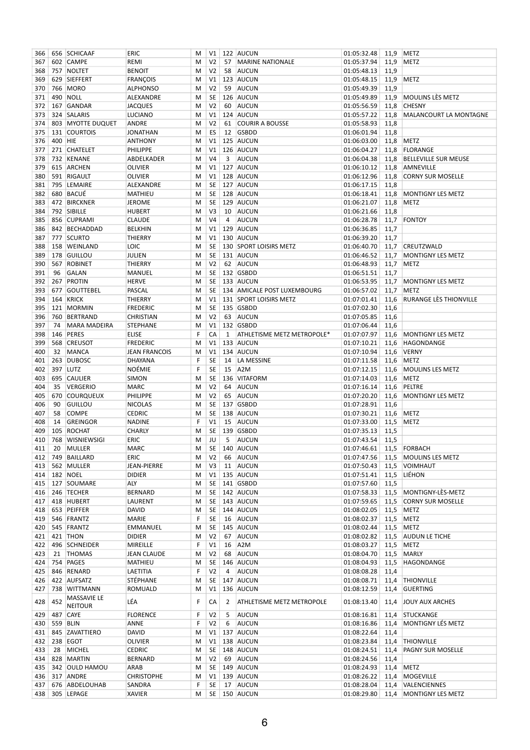| 366 | 656 | SCHICAAF | ERIC | M | V1 | 122 | AUCUN | 01:05:32.48 | 11,9 | METZ |
|---|---|---|---|---|---|---|---|---|---|---|
| 367 | 602 | CAMPE | REMI | M | V2 | 57 | MARINE NATIONALE | 01:05:37.94 | 11,9 | METZ |
| 368 | 757 | NOLTET | BENOIT | M | V2 | 58 | AUCUN | 01:05:48.13 | 11,9 | |
| 369 | 629 | SIEFFERT | FRANÇOIS | M | V1 | 123 | AUCUN | 01:05:48.15 | 11,9 | METZ |
| 370 | 766 | MORO | ALPHONSO | M | V2 | 59 | AUCUN | 01:05:49.39 | 11,9 | |
| 371 | 490 | NOLL | ALEXANDRE | M | SE | 126 | AUCUN | 01:05:49.89 | 11,9 | MOULINS LÈS METZ |
| 372 | 167 | GANDAR | JACQUES | M | V2 | 60 | AUCUN | 01:05:56.59 | 11,8 | CHESNY |
| 373 | 324 | SALARIS | LUCIANO | M | V1 | 124 | AUCUN | 01:05:57.22 | 11,8 | MALANCOURT LA MONTAGNE |
| 374 | 803 | MYOTTE DUQUET | ANDRE | M | V2 | 61 | COURIR A BOUSSE | 01:05:58.93 | 11,8 | |
| 375 | 131 | COURTOIS | JONATHAN | M | ES | 12 | GSBDD | 01:06:01.94 | 11,8 | |
| 376 | 400 | HIE | ANTHONY | M | V1 | 125 | AUCUN | 01:06:03.00 | 11,8 | METZ |
| 377 | 271 | CHATELET | PHILIPPE | M | V1 | 126 | AUCUN | 01:06:04.27 | 11,8 | FLORANGE |
| 378 | 732 | KENANE | ABDELKADER | M | V4 | 3 | AUCUN | 01:06:04.38 | 11,8 | BELLEVILLE SUR MEUSE |
| 379 | 615 | ARCHEN | OLIVIER | M | V1 | 127 | AUCUN | 01:06:10.12 | 11,8 | AMNEVILLE |
| 380 | 591 | RIGAULT | OLIVIER | M | V1 | 128 | AUCUN | 01:06:12.96 | 11,8 | CORNY SUR MOSELLE |
| 381 | 795 | LEMAIRE | ALEXANDRE | M | SE | 127 | AUCUN | 01:06:17.15 | 11,8 | |
| 382 | 680 | BACUÉ | MATHIEU | M | SE | 128 | AUCUN | 01:06:18.41 | 11,8 | MONTIGNY LES METZ |
| 383 | 472 | BIRCKNER | JEROME | M | SE | 129 | AUCUN | 01:06:21.07 | 11,8 | METZ |
| 384 | 792 | SIBILLE | HUBERT | M | V3 | 10 | AUCUN | 01:06:21.66 | 11,8 | |
| 385 | 856 | CUPRAMI | CLAUDE | M | V4 | 4 | AUCUN | 01:06:28.78 | 11,7 | FONTOY |
| 386 | 842 | BECHADDAD | BELKHIN | M | V1 | 129 | AUCUN | 01:06:36.85 | 11,7 | |
| 387 | 777 | SCURTO | THIERRY | M | V1 | 130 | AUCUN | 01:06:39.20 | 11,7 | |
| 388 | 158 | WEINLAND | LOIC | M | SE | 130 | SPORT LOISIRS METZ | 01:06:40.70 | 11,7 | CREUTZWALD |
| 389 | 178 | GUILLOU | JULIEN | M | SE | 131 | AUCUN | 01:06:46.52 | 11,7 | MONTIGNY LES METZ |
| 390 | 567 | ROBINET | THIERRY | M | V2 | 62 | AUCUN | 01:06:48.93 | 11,7 | METZ |
| 391 | 96 | GALAN | MANUEL | M | SE | 132 | GSBDD | 01:06:51.51 | 11,7 | |
| 392 | 267 | PROTIN | HERVE | M | SE | 133 | AUCUN | 01:06:53.95 | 11,7 | MONTIGNY LES METZ |
| 393 | 677 | GOUTTEBEL | PASCAL | M | SE | 134 | AMICALE POST LUXEMBOURG | 01:06:57.02 | 11,7 | METZ |
| 394 | 164 | KRICK | THIERRY | M | V1 | 131 | SPORT LOISIRS METZ | 01:07:01.41 | 11,6 | RURANGE LÈS THIONVILLE |
| 395 | 121 | MORMIN | FREDERIC | M | SE | 135 | GSBDD | 01:07:02.30 | 11,6 | |
| 396 | 760 | BERTRAND | CHRISTIAN | M | V2 | 63 | AUCUN | 01:07:05.85 | 11,6 | |
| 397 | 74 | MARA MADEIRA | STEPHANE | M | V1 | 132 | GSBDD | 01:07:06.44 | 11,6 | |
| 398 | 146 | PERES | ELISE | F | CA | 1 | ATHLETISME METZ METROPOLE* | 01:07:07.97 | 11,6 | MONTIGNY LES METZ |
| 399 | 568 | CREUSOT | FREDERIC | M | V1 | 133 | AUCUN | 01:07:10.21 | 11,6 | HAGONDANGE |
| 400 | 32 | MANCA | JEAN FRANCOIS | M | V1 | 134 | AUCUN | 01:07:10.94 | 11,6 | VERNY |
| 401 | 263 | DUBOSC | DHAYANA | F | SE | 14 | LA MESSINE | 01:07:11.58 | 11,6 | METZ |
| 402 | 397 | LUTZ | NOÉMIE | F | SE | 15 | A2M | 01:07:12.15 | 11,6 | MOULINS LES METZ |
| 403 | 695 | CAULIER | SIMON | M | SE | 136 | VITAFORM | 01:07:14.03 | 11,6 | METZ |
| 404 | 35 | VERGERIO | MARC | M | V2 | 64 | AUCUN | 01:07:16.14 | 11,6 | PELTRE |
| 405 | 670 | COURQUEUX | PHILIPPE | M | V2 | 65 | AUCUN | 01:07:20.20 | 11,6 | MONTIGNY LES METZ |
| 406 | 90 | GUILLOU | NICOLAS | M | SE | 137 | GSBDD | 01:07:28.91 | 11,6 | |
| 407 | 58 | COMPE | CEDRIC | M | SE | 138 | AUCUN | 01:07:30.21 | 11,6 | METZ |
| 408 | 14 | GREINGOR | NADINE | F | V1 | 15 | AUCUN | 01:07:33.00 | 11,5 | METZ |
| 409 | 105 | ROCHAT | CHARLY | M | SE | 139 | GSBDD | 01:07:35.13 | 11,5 | |
| 410 | 768 | WISNIEWSIGI | ERIC | M | JU | 5 | AUCUN | 01:07:43.54 | 11,5 | |
| 411 | 20 | MULLER | MARC | M | SE | 140 | AUCUN | 01:07:46.61 | 11,5 | FORBACH |
| 412 | 749 | BAILLARD | ERIC | M | V2 | 66 | AUCUN | 01:07:47.56 | 11,5 | MOULINS LES METZ |
| 413 | 562 | MULLER | JEAN-PIERRE | M | V3 | 11 | AUCUN | 01:07:50.43 | 11,5 | VOIMHAUT |
| 414 | 182 | NOEL | DIDIER | M | V1 | 135 | AUCUN | 01:07:51.41 | 11,5 | LIÉHON |
| 415 | 127 | SOUMARE | ALY | M | SE | 141 | GSBDD | 01:07:57.60 | 11,5 | |
| 416 | 246 | TECHER | BERNARD | M | SE | 142 | AUCUN | 01:07:58.33 | 11,5 | MONTIGNY-LÈS-METZ |
| 417 | 418 | HUBERT | LAURENT | M | SE | 143 | AUCUN | 01:07:59.65 | 11,5 | CORNY SUR MOSELLE |
| 418 | 653 | PEIFFER | DAVID | M | SE | 144 | AUCUN | 01:08:02.05 | 11,5 | METZ |
| 419 | 546 | FRANTZ | MARIE | F | SE | 16 | AUCUN | 01:08:02.37 | 11,5 | METZ |
| 420 | 545 | FRANTZ | EMMANUEL | M | SE | 145 | AUCUN | 01:08:02.44 | 11,5 | METZ |
| 421 | 421 | THON | DIDIER | M | V2 | 67 | AUCUN | 01:08:02.82 | 11,5 | AUDUN LE TICHE |
| 422 | 496 | SCHNEIDER | MIREILLE | F | V1 | 16 | A2M | 01:08:03.27 | 11,5 | METZ |
| 423 | 21 | THOMAS | JEAN CLAUDE | M | V2 | 68 | AUCUN | 01:08:04.70 | 11,5 | MARLY |
| 424 | 754 | PAGES | MATHIEU | M | SE | 146 | AUCUN | 01:08:04.93 | 11,5 | HAGONDANGE |
| 425 | 846 | RENARD | LAETITIA | F | V2 | 4 | AUCUN | 01:08:08.28 | 11,4 | |
| 426 | 422 | AUFSATZ | STÉPHANE | M | SE | 147 | AUCUN | 01:08:08.71 | 11,4 | THIONVILLE |
| 427 | 738 | WITTMANN | ROMUALD | M | V1 | 136 | AUCUN | 01:08:12.59 | 11,4 | GUERTING |
| 428 | 452 | MASSAVIE LE NEITOUR | LÉA | F | CA | 2 | ATHLETISME METZ METROPOLE | 01:08:13.40 | 11,4 | JOUY AUX ARCHES |
| 429 | 487 | CAYE | FLORENCE | F | V2 | 5 | AUCUN | 01:08:16.81 | 11,4 | STUCKANGE |
| 430 | 559 | BLIN | ANNE | F | V2 | 6 | AUCUN | 01:08:16.86 | 11,4 | MONTIGNY LÉS METZ |
| 431 | 845 | ZAVATTIERO | DAVID | M | V1 | 137 | AUCUN | 01:08:22.64 | 11,4 | |
| 432 | 238 | EGOT | OLIVIER | M | V1 | 138 | AUCUN | 01:08:23.84 | 11,4 | THIONVILLE |
| 433 | 28 | MICHEL | CEDRIC | M | SE | 148 | AUCUN | 01:08:24.51 | 11,4 | PAGNY SUR MOSELLE |
| 434 | 828 | MARTIN | BERNARD | M | V2 | 69 | AUCUN | 01:08:24.56 | 11,4 | |
| 435 | 342 | OULD HAMOU | ARAB | M | SE | 149 | AUCUN | 01:08:24.93 | 11,4 | METZ |
| 436 | 317 | ANDRE | CHRISTOPHE | M | V1 | 139 | AUCUN | 01:08:26.22 | 11,4 | MOGEVILLE |
| 437 | 676 | ABDELOUHAB | SANDRA | F | SE | 17 | AUCUN | 01:08:28.04 | 11,4 | VALENCIENNES |
| 438 | 305 | LEPAGE | XAVIER | M | SE | 150 | AUCUN | 01:08:29.80 | 11,4 | MONTIGNY LES METZ |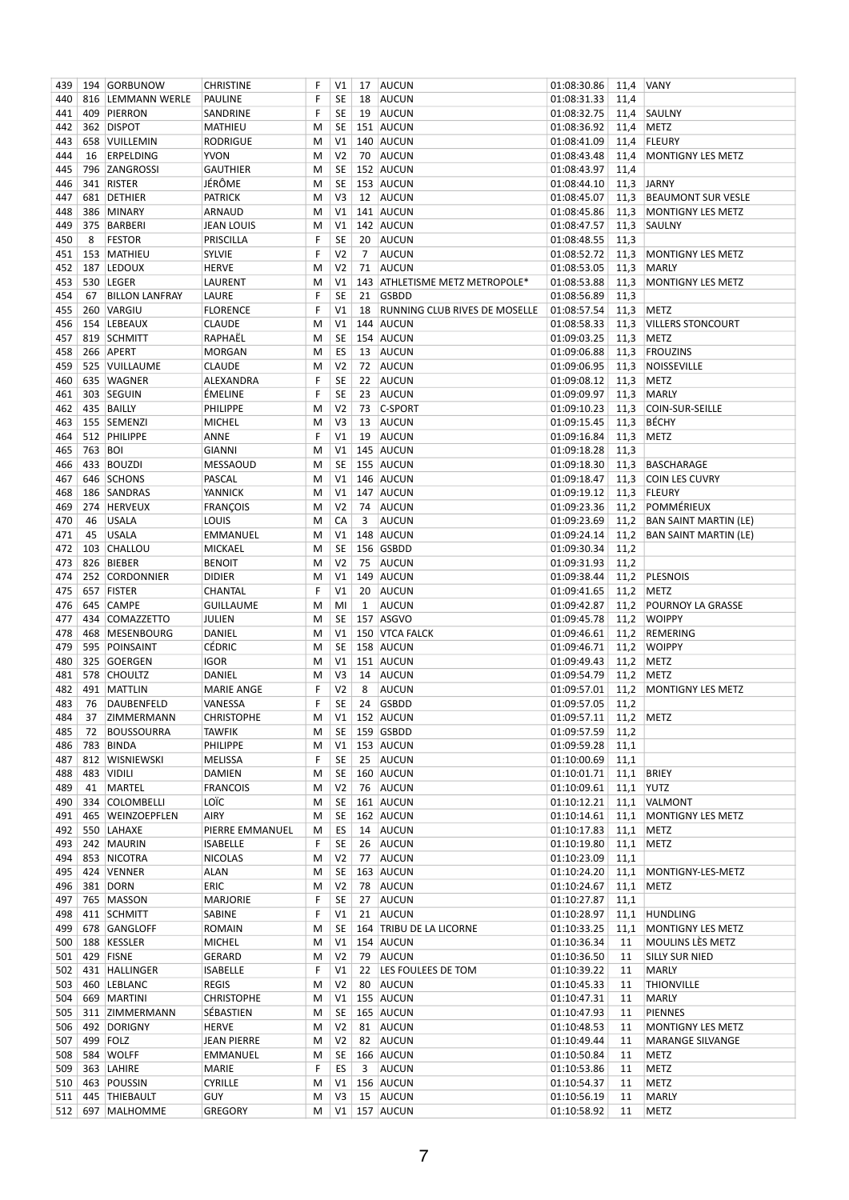| | | | | | | | | | | |
|---|---|---|---|---|---|---|---|---|---|---|
| 439 | 194 | GORBUNOW | CHRISTINE | F | V1 | 17 | AUCUN | 01:08:30.86 | 11,4 | VANY |
| 440 | 816 | LEMMANN WERLE | PAULINE | F | SE | 18 | AUCUN | 01:08:31.33 | 11,4 | |
| 441 | 409 | PIERRON | SANDRINE | F | SE | 19 | AUCUN | 01:08:32.75 | 11,4 | SAULNY |
| 442 | 362 | DISPOT | MATHIEU | M | SE | 151 | AUCUN | 01:08:36.92 | 11,4 | METZ |
| 443 | 658 | VUILLEMIN | RODRIGUE | M | V1 | 140 | AUCUN | 01:08:41.09 | 11,4 | FLEURY |
| 444 | 16 | ERPELDING | YVON | M | V2 | 70 | AUCUN | 01:08:43.48 | 11,4 | MONTIGNY LES METZ |
| 445 | 796 | ZANGROSSI | GAUTHIER | M | SE | 152 | AUCUN | 01:08:43.97 | 11,4 | |
| 446 | 341 | RISTER | JÉRÔME | M | SE | 153 | AUCUN | 01:08:44.10 | 11,3 | JARNY |
| 447 | 681 | DETHIER | PATRICK | M | V3 | 12 | AUCUN | 01:08:45.07 | 11,3 | BEAUMONT SUR VESLE |
| 448 | 386 | MINARY | ARNAUD | M | V1 | 141 | AUCUN | 01:08:45.86 | 11,3 | MONTIGNY LES METZ |
| 449 | 375 | BARBERI | JEAN LOUIS | M | V1 | 142 | AUCUN | 01:08:47.57 | 11,3 | SAULNY |
| 450 | 8 | FESTOR | PRISCILLA | F | SE | 20 | AUCUN | 01:08:48.55 | 11,3 | |
| 451 | 153 | MATHIEU | SYLVIE | F | V2 | 7 | AUCUN | 01:08:52.72 | 11,3 | MONTIGNY LES METZ |
| 452 | 187 | LEDOUX | HERVE | M | V2 | 71 | AUCUN | 01:08:53.05 | 11,3 | MARLY |
| 453 | 530 | LEGER | LAURENT | M | V1 | 143 | ATHLETISME METZ METROPOLE* | 01:08:53.88 | 11,3 | MONTIGNY LES METZ |
| 454 | 67 | BILLON LANFRAY | LAURE | F | SE | 21 | GSBDD | 01:08:56.89 | 11,3 | |
| 455 | 260 | VARGIU | FLORENCE | F | V1 | 18 | RUNNING CLUB RIVES DE MOSELLE | 01:08:57.54 | 11,3 | METZ |
| 456 | 154 | LEBEAUX | CLAUDE | M | V1 | 144 | AUCUN | 01:08:58.33 | 11,3 | VILLERS STONCOURT |
| 457 | 819 | SCHMITT | RAPHAËL | M | SE | 154 | AUCUN | 01:09:03.25 | 11,3 | METZ |
| 458 | 266 | APERT | MORGAN | M | ES | 13 | AUCUN | 01:09:06.88 | 11,3 | FROUZINS |
| 459 | 525 | VUILLAUME | CLAUDE | M | V2 | 72 | AUCUN | 01:09:06.95 | 11,3 | NOISSEVILLE |
| 460 | 635 | WAGNER | ALEXANDRA | F | SE | 22 | AUCUN | 01:09:08.12 | 11,3 | METZ |
| 461 | 303 | SEGUIN | ÉMELINE | F | SE | 23 | AUCUN | 01:09:09.97 | 11,3 | MARLY |
| 462 | 435 | BAILLY | PHILIPPE | M | V2 | 73 | C-SPORT | 01:09:10.23 | 11,3 | COIN-SUR-SEILLE |
| 463 | 155 | SEMENZI | MICHEL | M | V3 | 13 | AUCUN | 01:09:15.45 | 11,3 | BÉCHY |
| 464 | 512 | PHILIPPE | ANNE | F | V1 | 19 | AUCUN | 01:09:16.84 | 11,3 | METZ |
| 465 | 763 | BOI | GIANNI | M | V1 | 145 | AUCUN | 01:09:18.28 | 11,3 | |
| 466 | 433 | BOUZDI | MESSAOUD | M | SE | 155 | AUCUN | 01:09:18.30 | 11,3 | BASCHARAGE |
| 467 | 646 | SCHONS | PASCAL | M | V1 | 146 | AUCUN | 01:09:18.47 | 11,3 | COIN LES CUVRY |
| 468 | 186 | SANDRAS | YANNICK | M | V1 | 147 | AUCUN | 01:09:19.12 | 11,3 | FLEURY |
| 469 | 274 | HERVEUX | FRANÇOIS | M | V2 | 74 | AUCUN | 01:09:23.36 | 11,2 | POMMÉRIEUX |
| 470 | 46 | USALA | LOUIS | M | CA | 3 | AUCUN | 01:09:23.69 | 11,2 | BAN SAINT MARTIN (LE) |
| 471 | 45 | USALA | EMMANUEL | M | V1 | 148 | AUCUN | 01:09:24.14 | 11,2 | BAN SAINT MARTIN (LE) |
| 472 | 103 | CHALLOU | MICKAEL | M | SE | 156 | GSBDD | 01:09:30.34 | 11,2 | |
| 473 | 826 | BIEBER | BENOIT | M | V2 | 75 | AUCUN | 01:09:31.93 | 11,2 | |
| 474 | 252 | CORDONNIER | DIDIER | M | V1 | 149 | AUCUN | 01:09:38.44 | 11,2 | PLESNOIS |
| 475 | 657 | FISTER | CHANTAL | F | V1 | 20 | AUCUN | 01:09:41.65 | 11,2 | METZ |
| 476 | 645 | CAMPE | GUILLAUME | M | MI | 1 | AUCUN | 01:09:42.87 | 11,2 | POURNOY LA GRASSE |
| 477 | 434 | COMAZZETTO | JULIEN | M | SE | 157 | ASGVO | 01:09:45.78 | 11,2 | WOIPPY |
| 478 | 468 | MESENBOURG | DANIEL | M | V1 | 150 | VTCA FALCK | 01:09:46.61 | 11,2 | REMERING |
| 479 | 595 | POINSAINT | CÉDRIC | M | SE | 158 | AUCUN | 01:09:46.71 | 11,2 | WOIPPY |
| 480 | 325 | GOERGEN | IGOR | M | V1 | 151 | AUCUN | 01:09:49.43 | 11,2 | METZ |
| 481 | 578 | CHOULTZ | DANIEL | M | V3 | 14 | AUCUN | 01:09:54.79 | 11,2 | METZ |
| 482 | 491 | MATTLIN | MARIE ANGE | F | V2 | 8 | AUCUN | 01:09:57.01 | 11,2 | MONTIGNY LES METZ |
| 483 | 76 | DAUBENFELD | VANESSA | F | SE | 24 | GSBDD | 01:09:57.05 | 11,2 | |
| 484 | 37 | ZIMMERMANN | CHRISTOPHE | M | V1 | 152 | AUCUN | 01:09:57.11 | 11,2 | METZ |
| 485 | 72 | BOUSSOURRA | TAWFIK | M | SE | 159 | GSBDD | 01:09:57.59 | 11,2 | |
| 486 | 783 | BINDA | PHILIPPE | M | V1 | 153 | AUCUN | 01:09:59.28 | 11,1 | |
| 487 | 812 | WISNIEWSKI | MELISSA | F | SE | 25 | AUCUN | 01:10:00.69 | 11,1 | |
| 488 | 483 | VIDILI | DAMIEN | M | SE | 160 | AUCUN | 01:10:01.71 | 11,1 | BRIEY |
| 489 | 41 | MARTEL | FRANCOIS | M | V2 | 76 | AUCUN | 01:10:09.61 | 11,1 | YUTZ |
| 490 | 334 | COLOMBELLI | LOÏC | M | SE | 161 | AUCUN | 01:10:12.21 | 11,1 | VALMONT |
| 491 | 465 | WEINZOEPFLEN | AIRY | M | SE | 162 | AUCUN | 01:10:14.61 | 11,1 | MONTIGNY LES METZ |
| 492 | 550 | LAHAXE | PIERRE EMMANUEL | M | ES | 14 | AUCUN | 01:10:17.83 | 11,1 | METZ |
| 493 | 242 | MAURIN | ISABELLE | F | SE | 26 | AUCUN | 01:10:19.80 | 11,1 | METZ |
| 494 | 853 | NICOTRA | NICOLAS | M | V2 | 77 | AUCUN | 01:10:23.09 | 11,1 | |
| 495 | 424 | VENNER | ALAN | M | SE | 163 | AUCUN | 01:10:24.20 | 11,1 | MONTIGNY-LES-METZ |
| 496 | 381 | DORN | ERIC | M | V2 | 78 | AUCUN | 01:10:24.67 | 11,1 | METZ |
| 497 | 765 | MASSON | MARJORIE | F | SE | 27 | AUCUN | 01:10:27.87 | 11,1 | |
| 498 | 411 | SCHMITT | SABINE | F | V1 | 21 | AUCUN | 01:10:28.97 | 11,1 | HUNDLING |
| 499 | 678 | GANGLOFF | ROMAIN | M | SE | 164 | TRIBU DE LA LICORNE | 01:10:33.25 | 11,1 | MONTIGNY LES METZ |
| 500 | 188 | KESSLER | MICHEL | M | V1 | 154 | AUCUN | 01:10:36.34 | 11 | MOULINS LÈS METZ |
| 501 | 429 | FISNE | GERARD | M | V2 | 79 | AUCUN | 01:10:36.50 | 11 | SILLY SUR NIED |
| 502 | 431 | HALLINGER | ISABELLE | F | V1 | 22 | LES FOULEES DE TOM | 01:10:39.22 | 11 | MARLY |
| 503 | 460 | LEBLANC | REGIS | M | V2 | 80 | AUCUN | 01:10:45.33 | 11 | THIONVILLE |
| 504 | 669 | MARTINI | CHRISTOPHE | M | V1 | 155 | AUCUN | 01:10:47.31 | 11 | MARLY |
| 505 | 311 | ZIMMERMANN | SÉBASTIEN | M | SE | 165 | AUCUN | 01:10:47.93 | 11 | PIENNES |
| 506 | 492 | DORIGNY | HERVE | M | V2 | 81 | AUCUN | 01:10:48.53 | 11 | MONTIGNY LES METZ |
| 507 | 499 | FOLZ | JEAN PIERRE | M | V2 | 82 | AUCUN | 01:10:49.44 | 11 | MARANGE SILVANGE |
| 508 | 584 | WOLFF | EMMANUEL | M | SE | 166 | AUCUN | 01:10:50.84 | 11 | METZ |
| 509 | 363 | LAHIRE | MARIE | F | ES | 3 | AUCUN | 01:10:53.86 | 11 | METZ |
| 510 | 463 | POUSSIN | CYRILLE | M | V1 | 156 | AUCUN | 01:10:54.37 | 11 | METZ |
| 511 | 445 | THIEBAULT | GUY | M | V3 | 15 | AUCUN | 01:10:56.19 | 11 | MARLY |
| 512 | 697 | MALHOMME | GREGORY | M | V1 | 157 | AUCUN | 01:10:58.92 | 11 | METZ |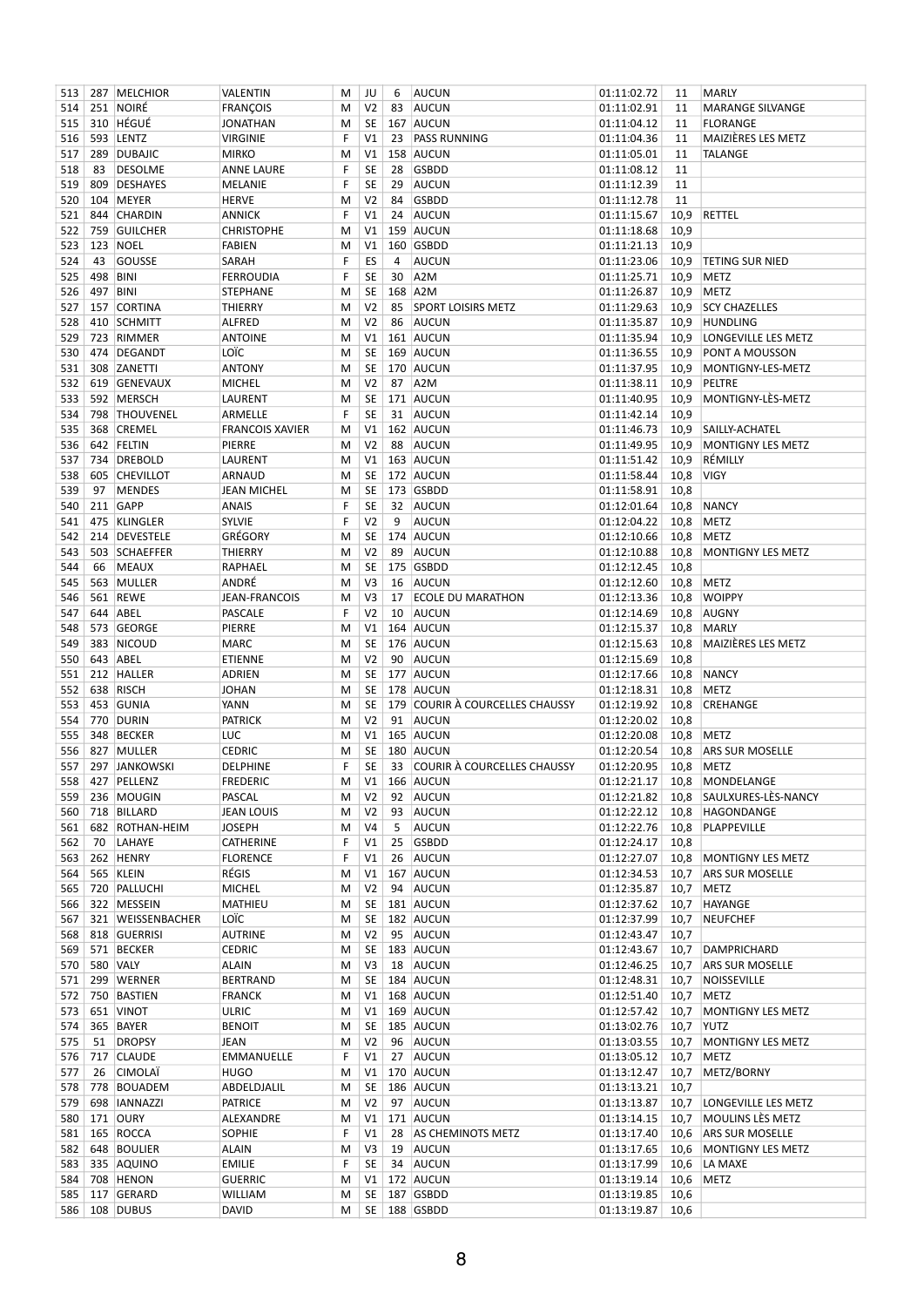| | | | | | | | | | | |
|---|---|---|---|---|---|---|---|---|---|---|
| 513 | 287 | MELCHIOR | VALENTIN | M | JU | 6 | AUCUN | 01:11:02.72 | 11 | MARLY |
| 514 | 251 | NOIRÉ | FRANÇOIS | M | V2 | 83 | AUCUN | 01:11:02.91 | 11 | MARANGE SILVANGE |
| 515 | 310 | HÉGUÉ | JONATHAN | M | SE | 167 | AUCUN | 01:11:04.12 | 11 | FLORANGE |
| 516 | 593 | LENTZ | VIRGINIE | F | V1 | 23 | PASS RUNNING | 01:11:04.36 | 11 | MAIZIÈRES LES METZ |
| 517 | 289 | DUBAJIC | MIRKO | M | V1 | 158 | AUCUN | 01:11:05.01 | 11 | TALANGE |
| 518 | 83 | DESOLME | ANNE LAURE | F | SE | 28 | GSBDD | 01:11:08.12 | 11 | |
| 519 | 809 | DESHAYES | MELANIE | F | SE | 29 | AUCUN | 01:11:12.39 | 11 | |
| 520 | 104 | MEYER | HERVE | M | V2 | 84 | GSBDD | 01:11:12.78 | 11 | |
| 521 | 844 | CHARDIN | ANNICK | F | V1 | 24 | AUCUN | 01:11:15.67 | 10,9 | RETTEL |
| 522 | 759 | GUILCHER | CHRISTOPHE | M | V1 | 159 | AUCUN | 01:11:18.68 | 10,9 | |
| 523 | 123 | NOEL | FABIEN | M | V1 | 160 | GSBDD | 01:11:21.13 | 10,9 | |
| 524 | 43 | GOUSSE | SARAH | F | ES | 4 | AUCUN | 01:11:23.06 | 10,9 | TETING SUR NIED |
| 525 | 498 | BINI | FERROUDIA | F | SE | 30 | A2M | 01:11:25.71 | 10,9 | METZ |
| 526 | 497 | BINI | STEPHANE | M | SE | 168 | A2M | 01:11:26.87 | 10,9 | METZ |
| 527 | 157 | CORTINA | THIERRY | M | V2 | 85 | SPORT LOISIRS METZ | 01:11:29.63 | 10,9 | SCY CHAZELLES |
| 528 | 410 | SCHMITT | ALFRED | M | V2 | 86 | AUCUN | 01:11:35.87 | 10,9 | HUNDLING |
| 529 | 723 | RIMMER | ANTOINE | M | V1 | 161 | AUCUN | 01:11:35.94 | 10,9 | LONGEVILLE LES METZ |
| 530 | 474 | DEGANDT | LOÏC | M | SE | 169 | AUCUN | 01:11:36.55 | 10,9 | PONT A MOUSSON |
| 531 | 308 | ZANETTI | ANTONY | M | SE | 170 | AUCUN | 01:11:37.95 | 10,9 | MONTIGNY-LES-METZ |
| 532 | 619 | GENEVAUX | MICHEL | M | V2 | 87 | A2M | 01:11:38.11 | 10,9 | PELTRE |
| 533 | 592 | MERSCH | LAURENT | M | SE | 171 | AUCUN | 01:11:40.95 | 10,9 | MONTIGNY-LÈS-METZ |
| 534 | 798 | THOUVENEL | ARMELLE | F | SE | 31 | AUCUN | 01:11:42.14 | 10,9 | |
| 535 | 368 | CREMEL | FRANCOIS XAVIER | M | V1 | 162 | AUCUN | 01:11:46.73 | 10,9 | SAILLY-ACHATEL |
| 536 | 642 | FELTIN | PIERRE | M | V2 | 88 | AUCUN | 01:11:49.95 | 10,9 | MONTIGNY LES METZ |
| 537 | 734 | DREBOLD | LAURENT | M | V1 | 163 | AUCUN | 01:11:51.42 | 10,9 | RÉMILLY |
| 538 | 605 | CHEVILLOT | ARNAUD | M | SE | 172 | AUCUN | 01:11:58.44 | 10,8 | VIGY |
| 539 | 97 | MENDES | JEAN MICHEL | M | SE | 173 | GSBDD | 01:11:58.91 | 10,8 | |
| 540 | 211 | GAPP | ANAIS | F | SE | 32 | AUCUN | 01:12:01.64 | 10,8 | NANCY |
| 541 | 475 | KLINGLER | SYLVIE | F | V2 | 9 | AUCUN | 01:12:04.22 | 10,8 | METZ |
| 542 | 214 | DEVESTELE | GRÉGORY | M | SE | 174 | AUCUN | 01:12:10.66 | 10,8 | METZ |
| 543 | 503 | SCHAEFFER | THIERRY | M | V2 | 89 | AUCUN | 01:12:10.88 | 10,8 | MONTIGNY LES METZ |
| 544 | 66 | MEAUX | RAPHAEL | M | SE | 175 | GSBDD | 01:12:12.45 | 10,8 | |
| 545 | 563 | MULLER | ANDRÉ | M | V3 | 16 | AUCUN | 01:12:12.60 | 10,8 | METZ |
| 546 | 561 | REWE | JEAN-FRANCOIS | M | V3 | 17 | ECOLE DU MARATHON | 01:12:13.36 | 10,8 | WOIPPY |
| 547 | 644 | ABEL | PASCALE | F | V2 | 10 | AUCUN | 01:12:14.69 | 10,8 | AUGNY |
| 548 | 573 | GEORGE | PIERRE | M | V1 | 164 | AUCUN | 01:12:15.37 | 10,8 | MARLY |
| 549 | 383 | NICOUD | MARC | M | SE | 176 | AUCUN | 01:12:15.63 | 10,8 | MAIZIÈRES LES METZ |
| 550 | 643 | ABEL | ETIENNE | M | V2 | 90 | AUCUN | 01:12:15.69 | 10,8 | |
| 551 | 212 | HALLER | ADRIEN | M | SE | 177 | AUCUN | 01:12:17.66 | 10,8 | NANCY |
| 552 | 638 | RISCH | JOHAN | M | SE | 178 | AUCUN | 01:12:18.31 | 10,8 | METZ |
| 553 | 453 | GUNIA | YANN | M | SE | 179 | COURIR À COURCELLES CHAUSSY | 01:12:19.92 | 10,8 | CREHANGE |
| 554 | 770 | DURIN | PATRICK | M | V2 | 91 | AUCUN | 01:12:20.02 | 10,8 | |
| 555 | 348 | BECKER | LUC | M | V1 | 165 | AUCUN | 01:12:20.08 | 10,8 | METZ |
| 556 | 827 | MULLER | CEDRIC | M | SE | 180 | AUCUN | 01:12:20.54 | 10,8 | ARS SUR MOSELLE |
| 557 | 297 | JANKOWSKI | DELPHINE | F | SE | 33 | COURIR À COURCELLES CHAUSSY | 01:12:20.95 | 10,8 | METZ |
| 558 | 427 | PELLENZ | FREDERIC | M | V1 | 166 | AUCUN | 01:12:21.17 | 10,8 | MONDELANGE |
| 559 | 236 | MOUGIN | PASCAL | M | V2 | 92 | AUCUN | 01:12:21.82 | 10,8 | SAULXURES-LÈS-NANCY |
| 560 | 718 | BILLARD | JEAN LOUIS | M | V2 | 93 | AUCUN | 01:12:22.12 | 10,8 | HAGONDANGE |
| 561 | 682 | ROTHAN-HEIM | JOSEPH | M | V4 | 5 | AUCUN | 01:12:22.76 | 10,8 | PLAPPEVILLE |
| 562 | 70 | LAHAYE | CATHERINE | F | V1 | 25 | GSBDD | 01:12:24.17 | 10,8 | |
| 563 | 262 | HENRY | FLORENCE | F | V1 | 26 | AUCUN | 01:12:27.07 | 10,8 | MONTIGNY LES METZ |
| 564 | 565 | KLEIN | RÉGIS | M | V1 | 167 | AUCUN | 01:12:34.53 | 10,7 | ARS SUR MOSELLE |
| 565 | 720 | PALLUCHI | MICHEL | M | V2 | 94 | AUCUN | 01:12:35.87 | 10,7 | METZ |
| 566 | 322 | MESSEIN | MATHIEU | M | SE | 181 | AUCUN | 01:12:37.62 | 10,7 | HAYANGE |
| 567 | 321 | WEISSENBACHER | LOÏC | M | SE | 182 | AUCUN | 01:12:37.99 | 10,7 | NEUFCHEF |
| 568 | 818 | GUERRISI | AUTRINE | M | V2 | 95 | AUCUN | 01:12:43.47 | 10,7 | |
| 569 | 571 | BECKER | CEDRIC | M | SE | 183 | AUCUN | 01:12:43.67 | 10,7 | DAMPRICHARD |
| 570 | 580 | VALY | ALAIN | M | V3 | 18 | AUCUN | 01:12:46.25 | 10,7 | ARS SUR MOSELLE |
| 571 | 299 | WERNER | BERTRAND | M | SE | 184 | AUCUN | 01:12:48.31 | 10,7 | NOISSEVILLE |
| 572 | 750 | BASTIEN | FRANCK | M | V1 | 168 | AUCUN | 01:12:51.40 | 10,7 | METZ |
| 573 | 651 | VINOT | ULRIC | M | V1 | 169 | AUCUN | 01:12:57.42 | 10,7 | MONTIGNY LES METZ |
| 574 | 365 | BAYER | BENOIT | M | SE | 185 | AUCUN | 01:13:02.76 | 10,7 | YUTZ |
| 575 | 51 | DROPSY | JEAN | M | V2 | 96 | AUCUN | 01:13:03.55 | 10,7 | MONTIGNY LES METZ |
| 576 | 717 | CLAUDE | EMMANUELLE | F | V1 | 27 | AUCUN | 01:13:05.12 | 10,7 | METZ |
| 577 | 26 | CIMOLAÏ | HUGO | M | V1 | 170 | AUCUN | 01:13:12.47 | 10,7 | METZ/BORNY |
| 578 | 778 | BOUADEM | ABDELDJALIL | M | SE | 186 | AUCUN | 01:13:13.21 | 10,7 | |
| 579 | 698 | IANNAZZI | PATRICE | M | V2 | 97 | AUCUN | 01:13:13.87 | 10,7 | LONGEVILLE LES METZ |
| 580 | 171 | OURY | ALEXANDRE | M | V1 | 171 | AUCUN | 01:13:14.15 | 10,7 | MOULINS LÈS METZ |
| 581 | 165 | ROCCA | SOPHIE | F | V1 | 28 | AS CHEMINOTS METZ | 01:13:17.40 | 10,6 | ARS SUR MOSELLE |
| 582 | 648 | BOULIER | ALAIN | M | V3 | 19 | AUCUN | 01:13:17.65 | 10,6 | MONTIGNY LES METZ |
| 583 | 335 | AQUINO | EMILIE | F | SE | 34 | AUCUN | 01:13:17.99 | 10,6 | LA MAXE |
| 584 | 708 | HENON | GUERRIC | M | V1 | 172 | AUCUN | 01:13:19.14 | 10,6 | METZ |
| 585 | 117 | GERARD | WILLIAM | M | SE | 187 | GSBDD | 01:13:19.85 | 10,6 | |
| 586 | 108 | DUBUS | DAVID | M | SE | 188 | GSBDD | 01:13:19.87 | 10,6 | |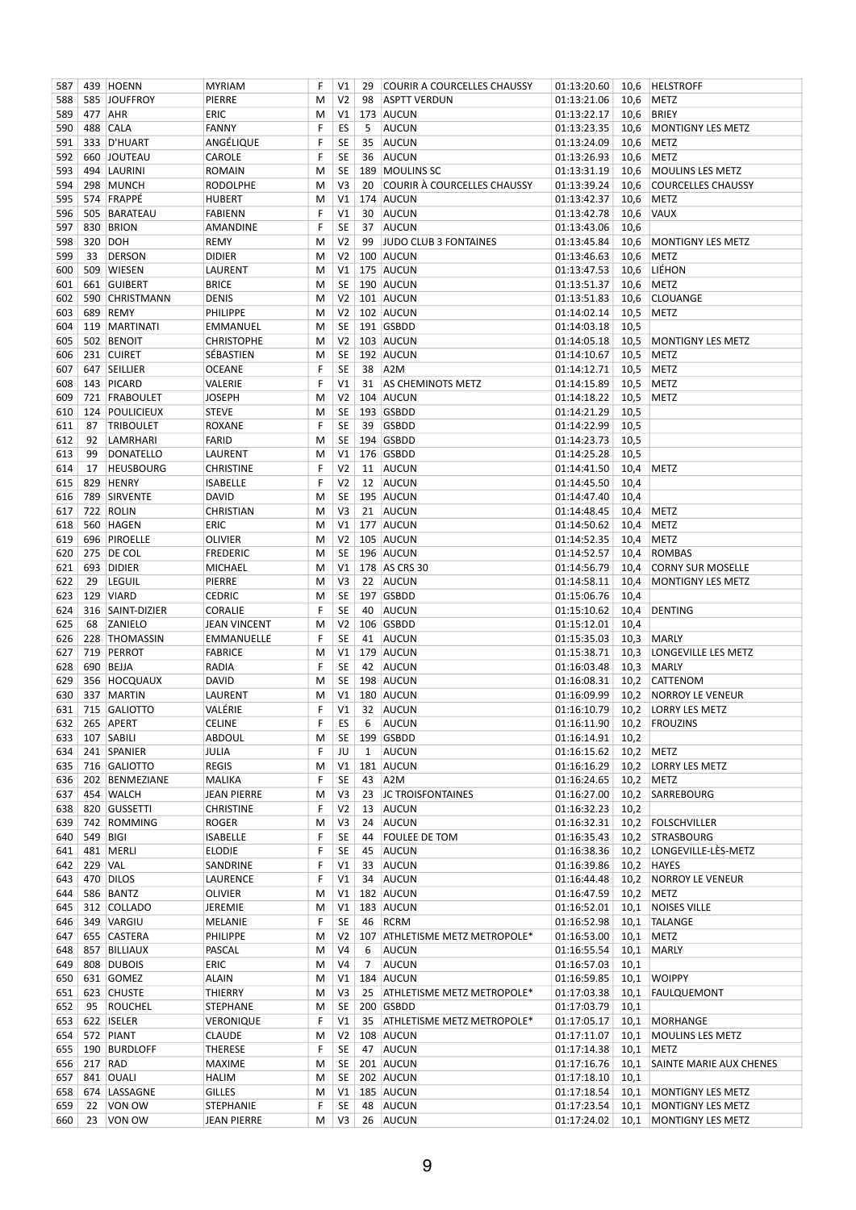| | | | | | | | | | | |
|---|---|---|---|---|---|---|---|---|---|---|
| 587 | 439 | HOENN | MYRIAM | F | V1 | 29 | COURIR A COURCELLES CHAUSSY | 01:13:20.60 | 10,6 | HELSTROFF |
| 588 | 585 | JOUFFROY | PIERRE | M | V2 | 98 | ASPTT VERDUN | 01:13:21.06 | 10,6 | METZ |
| 589 | 477 | AHR | ERIC | M | V1 | 173 | AUCUN | 01:13:22.17 | 10,6 | BRIEY |
| 590 | 488 | CALA | FANNY | F | ES | 5 | AUCUN | 01:13:23.35 | 10,6 | MONTIGNY LES METZ |
| 591 | 333 | D'HUART | ANGÉLIQUE | F | SE | 35 | AUCUN | 01:13:24.09 | 10,6 | METZ |
| 592 | 660 | JOUTEAU | CAROLE | F | SE | 36 | AUCUN | 01:13:26.93 | 10,6 | METZ |
| 593 | 494 | LAURINI | ROMAIN | M | SE | 189 | MOULINS SC | 01:13:31.19 | 10,6 | MOULINS LES METZ |
| 594 | 298 | MUNCH | RODOLPHE | M | V3 | 20 | COURIR À COURCELLES CHAUSSY | 01:13:39.24 | 10,6 | COURCELLES CHAUSSY |
| 595 | 574 | FRAPPÉ | HUBERT | M | V1 | 174 | AUCUN | 01:13:42.37 | 10,6 | METZ |
| 596 | 505 | BARATEAU | FABIENN | F | V1 | 30 | AUCUN | 01:13:42.78 | 10,6 | VAUX |
| 597 | 830 | BRION | AMANDINE | F | SE | 37 | AUCUN | 01:13:43.06 | 10,6 | |
| 598 | 320 | DOH | REMY | M | V2 | 99 | JUDO CLUB 3 FONTAINES | 01:13:45.84 | 10,6 | MONTIGNY LES METZ |
| 599 | 33 | DERSON | DIDIER | M | V2 | 100 | AUCUN | 01:13:46.63 | 10,6 | METZ |
| 600 | 509 | WIESEN | LAURENT | M | V1 | 175 | AUCUN | 01:13:47.53 | 10,6 | LIÉHON |
| 601 | 661 | GUIBERT | BRICE | M | SE | 190 | AUCUN | 01:13:51.37 | 10,6 | METZ |
| 602 | 590 | CHRISTMANN | DENIS | M | V2 | 101 | AUCUN | 01:13:51.83 | 10,6 | CLOUANGE |
| 603 | 689 | REMY | PHILIPPE | M | V2 | 102 | AUCUN | 01:14:02.14 | 10,5 | METZ |
| 604 | 119 | MARTINATI | EMMANUEL | M | SE | 191 | GSBDD | 01:14:03.18 | 10,5 | |
| 605 | 502 | BENOIT | CHRISTOPHE | M | V2 | 103 | AUCUN | 01:14:05.18 | 10,5 | MONTIGNY LES METZ |
| 606 | 231 | CUIRET | SÉBASTIEN | M | SE | 192 | AUCUN | 01:14:10.67 | 10,5 | METZ |
| 607 | 647 | SEILLIER | OCEANE | F | SE | 38 | A2M | 01:14:12.71 | 10,5 | METZ |
| 608 | 143 | PICARD | VALERIE | F | V1 | 31 | AS CHEMINOTS METZ | 01:14:15.89 | 10,5 | METZ |
| 609 | 721 | FRABOULET | JOSEPH | M | V2 | 104 | AUCUN | 01:14:18.22 | 10,5 | METZ |
| 610 | 124 | POULICIEUX | STEVE | M | SE | 193 | GSBDD | 01:14:21.29 | 10,5 | |
| 611 | 87 | TRIBOULET | ROXANE | F | SE | 39 | GSBDD | 01:14:22.99 | 10,5 | |
| 612 | 92 | LAMRHARI | FARID | M | SE | 194 | GSBDD | 01:14:23.73 | 10,5 | |
| 613 | 99 | DONATELLO | LAURENT | M | V1 | 176 | GSBDD | 01:14:25.28 | 10,5 | |
| 614 | 17 | HEUSBOURG | CHRISTINE | F | V2 | 11 | AUCUN | 01:14:41.50 | 10,4 | METZ |
| 615 | 829 | HENRY | ISABELLE | F | V2 | 12 | AUCUN | 01:14:45.50 | 10,4 | |
| 616 | 789 | SIRVENTE | DAVID | M | SE | 195 | AUCUN | 01:14:47.40 | 10,4 | |
| 617 | 722 | ROLIN | CHRISTIAN | M | V3 | 21 | AUCUN | 01:14:48.45 | 10,4 | METZ |
| 618 | 560 | HAGEN | ERIC | M | V1 | 177 | AUCUN | 01:14:50.62 | 10,4 | METZ |
| 619 | 696 | PIROELLE | OLIVIER | M | V2 | 105 | AUCUN | 01:14:52.35 | 10,4 | METZ |
| 620 | 275 | DE COL | FREDERIC | M | SE | 196 | AUCUN | 01:14:52.57 | 10,4 | ROMBAS |
| 621 | 693 | DIDIER | MICHAEL | M | V1 | 178 | AS CRS 30 | 01:14:56.79 | 10,4 | CORNY SUR MOSELLE |
| 622 | 29 | LEGUIL | PIERRE | M | V3 | 22 | AUCUN | 01:14:58.11 | 10,4 | MONTIGNY LES METZ |
| 623 | 129 | VIARD | CEDRIC | M | SE | 197 | GSBDD | 01:15:06.76 | 10,4 | |
| 624 | 316 | SAINT-DIZIER | CORALIE | F | SE | 40 | AUCUN | 01:15:10.62 | 10,4 | DENTING |
| 625 | 68 | ZANIELO | JEAN VINCENT | M | V2 | 106 | GSBDD | 01:15:12.01 | 10,4 | |
| 626 | 228 | THOMASSIN | EMMANUELLE | F | SE | 41 | AUCUN | 01:15:35.03 | 10,3 | MARLY |
| 627 | 719 | PERROT | FABRICE | M | V1 | 179 | AUCUN | 01:15:38.71 | 10,3 | LONGEVILLE LES METZ |
| 628 | 690 | BEJJA | RADIA | F | SE | 42 | AUCUN | 01:16:03.48 | 10,3 | MARLY |
| 629 | 356 | HOCQUAUX | DAVID | M | SE | 198 | AUCUN | 01:16:08.31 | 10,2 | CATTENOM |
| 630 | 337 | MARTIN | LAURENT | M | V1 | 180 | AUCUN | 01:16:09.99 | 10,2 | NORROY LE VENEUR |
| 631 | 715 | GALIOTTO | VALÉRIE | F | V1 | 32 | AUCUN | 01:16:10.79 | 10,2 | LORRY LES METZ |
| 632 | 265 | APERT | CELINE | F | ES | 6 | AUCUN | 01:16:11.90 | 10,2 | FROUZINS |
| 633 | 107 | SABILI | ABDOUL | M | SE | 199 | GSBDD | 01:16:14.91 | 10,2 | |
| 634 | 241 | SPANIER | JULIA | F | JU | 1 | AUCUN | 01:16:15.62 | 10,2 | METZ |
| 635 | 716 | GALIOTTO | REGIS | M | V1 | 181 | AUCUN | 01:16:16.29 | 10,2 | LORRY LES METZ |
| 636 | 202 | BENMEZIANE | MALIKA | F | SE | 43 | A2M | 01:16:24.65 | 10,2 | METZ |
| 637 | 454 | WALCH | JEAN PIERRE | M | V3 | 23 | JC TROISFONTAINES | 01:16:27.00 | 10,2 | SARREBOURG |
| 638 | 820 | GUSSETTI | CHRISTINE | F | V2 | 13 | AUCUN | 01:16:32.23 | 10,2 | |
| 639 | 742 | ROMMING | ROGER | M | V3 | 24 | AUCUN | 01:16:32.31 | 10,2 | FOLSCHVILLER |
| 640 | 549 | BIGI | ISABELLE | F | SE | 44 | FOULEE DE TOM | 01:16:35.43 | 10,2 | STRASBOURG |
| 641 | 481 | MERLI | ELODIE | F | SE | 45 | AUCUN | 01:16:38.36 | 10,2 | LONGEVILLE-LÈS-METZ |
| 642 | 229 | VAL | SANDRINE | F | V1 | 33 | AUCUN | 01:16:39.86 | 10,2 | HAYES |
| 643 | 470 | DILOS | LAURENCE | F | V1 | 34 | AUCUN | 01:16:44.48 | 10,2 | NORROY LE VENEUR |
| 644 | 586 | BANTZ | OLIVIER | M | V1 | 182 | AUCUN | 01:16:47.59 | 10,2 | METZ |
| 645 | 312 | COLLADO | JEREMIE | M | V1 | 183 | AUCUN | 01:16:52.01 | 10,1 | NOISES VILLE |
| 646 | 349 | VARGIU | MELANIE | F | SE | 46 | RCRM | 01:16:52.98 | 10,1 | TALANGE |
| 647 | 655 | CASTERA | PHILIPPE | M | V2 | 107 | ATHLETISME METZ METROPOLE* | 01:16:53.00 | 10,1 | METZ |
| 648 | 857 | BILLIAUX | PASCAL | M | V4 | 6 | AUCUN | 01:16:55.54 | 10,1 | MARLY |
| 649 | 808 | DUBOIS | ERIC | M | V4 | 7 | AUCUN | 01:16:57.03 | 10,1 | |
| 650 | 631 | GOMEZ | ALAIN | M | V1 | 184 | AUCUN | 01:16:59.85 | 10,1 | WOIPPY |
| 651 | 623 | CHUSTE | THIERRY | M | V3 | 25 | ATHLETISME METZ METROPOLE* | 01:17:03.38 | 10,1 | FAULQUEMONT |
| 652 | 95 | ROUCHEL | STEPHANE | M | SE | 200 | GSBDD | 01:17:03.79 | 10,1 | |
| 653 | 622 | ISELER | VERONIQUE | F | V1 | 35 | ATHLETISME METZ METROPOLE* | 01:17:05.17 | 10,1 | MORHANGE |
| 654 | 572 | PIANT | CLAUDE | M | V2 | 108 | AUCUN | 01:17:11.07 | 10,1 | MOULINS LES METZ |
| 655 | 190 | BURDLOFF | THERESE | F | SE | 47 | AUCUN | 01:17:14.38 | 10,1 | METZ |
| 656 | 217 | RAD | MAXIME | M | SE | 201 | AUCUN | 01:17:16.76 | 10,1 | SAINTE MARIE AUX CHENES |
| 657 | 841 | OUALI | HALIM | M | SE | 202 | AUCUN | 01:17:18.10 | 10,1 | |
| 658 | 674 | LASSAGNE | GILLES | M | V1 | 185 | AUCUN | 01:17:18.54 | 10,1 | MONTIGNY LES METZ |
| 659 | 22 | VON OW | STEPHANIE | F | SE | 48 | AUCUN | 01:17:23.54 | 10,1 | MONTIGNY LES METZ |
| 660 | 23 | VON OW | JEAN PIERRE | M | V3 | 26 | AUCUN | 01:17:24.02 | 10,1 | MONTIGNY LES METZ |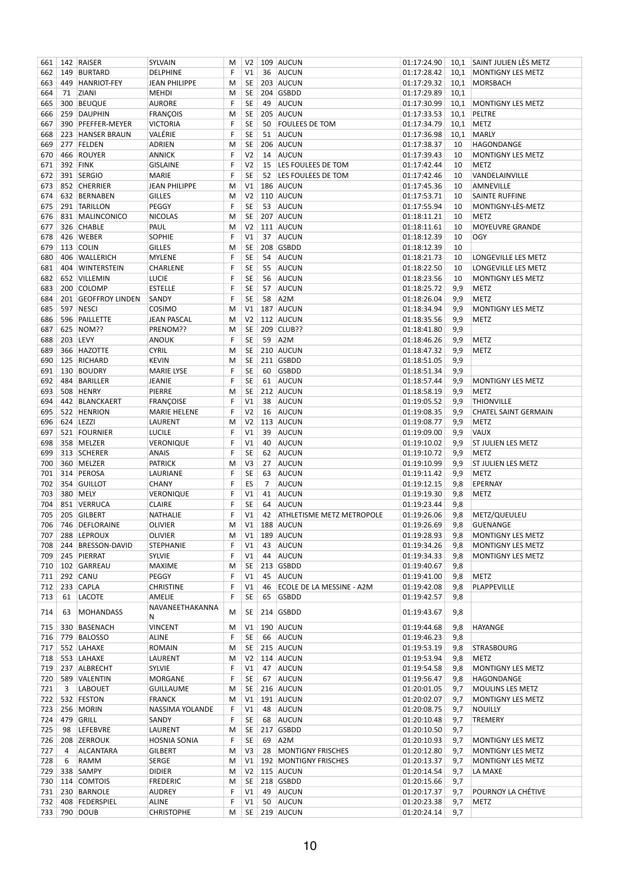| 661 | 142 | RAISER | SYLVAIN | M | V2 | 109 | AUCUN | 01:17:24.90 | 10,1 | SAINT JULIEN LÈS METZ |
|---|---|---|---|---|---|---|---|---|---|---|
| 662 | 149 | BURTARD | DELPHINE | F | V1 | 36 | AUCUN | 01:17:28.42 | 10,1 | MONTIGNY LES METZ |
| 663 | 449 | HANRIOT-FEY | JEAN PHILIPPE | M | SE | 203 | AUCUN | 01:17:29.32 | 10,1 | MORSBACH |
| 664 | 71 | ZIANI | MEHDI | M | SE | 204 | GSBDD | 01:17:29.89 | 10,1 | |
| 665 | 300 | BEUQUE | AURORE | F | SE | 49 | AUCUN | 01:17:30.99 | 10,1 | MONTIGNY LES METZ |
| 666 | 259 | DAUPHIN | FRANÇOIS | M | SE | 205 | AUCUN | 01:17:33.53 | 10,1 | PELTRE |
| 667 | 390 | PFEFFER-MEYER | VICTORIA | F | SE | 50 | FOULEES DE TOM | 01:17:34.79 | 10,1 | METZ |
| 668 | 223 | HANSER BRAUN | VALÉRIE | F | SE | 51 | AUCUN | 01:17:36.98 | 10,1 | MARLY |
| 669 | 277 | FELDEN | ADRIEN | M | SE | 206 | AUCUN | 01:17:38.37 | 10 | HAGONDANGE |
| 670 | 466 | ROUYER | ANNICK | F | V2 | 14 | AUCUN | 01:17:39.43 | 10 | MONTIGNY LES METZ |
| 671 | 392 | FINK | GISLAINE | F | V2 | 15 | LES FOULEES DE TOM | 01:17:42.44 | 10 | METZ |
| 672 | 391 | SERGIO | MARIE | F | SE | 52 | LES FOULEES DE TOM | 01:17:42.46 | 10 | VANDELAINVILLE |
| 673 | 852 | CHERRIER | JEAN PHILIPPE | M | V1 | 186 | AUCUN | 01:17:45.36 | 10 | AMNEVILLE |
| 674 | 632 | BERNABEN | GILLES | M | V2 | 110 | AUCUN | 01:17:53.71 | 10 | SAINTE RUFFINE |
| 675 | 291 | TARILLON | PEGGY | F | SE | 53 | AUCUN | 01:17:55.94 | 10 | MONTIGNY-LÈS-METZ |
| 676 | 831 | MALINCONICO | NICOLAS | M | SE | 207 | AUCUN | 01:18:11.21 | 10 | METZ |
| 677 | 326 | CHABLE | PAUL | M | V2 | 111 | AUCUN | 01:18:11.61 | 10 | MOYEUVRE GRANDE |
| 678 | 426 | WEBER | SOPHIE | F | V1 | 37 | AUCUN | 01:18:12.39 | 10 | OGY |
| 679 | 113 | COLIN | GILLES | M | SE | 208 | GSBDD | 01:18:12.39 | 10 | |
| 680 | 406 | WALLERICH | MYLENE | F | SE | 54 | AUCUN | 01:18:21.73 | 10 | LONGEVILLE LES METZ |
| 681 | 404 | WINTERSTEIN | CHARLENE | F | SE | 55 | AUCUN | 01:18:22.50 | 10 | LONGEVILLE LES METZ |
| 682 | 652 | VILLEMIN | LUCIE | F | SE | 56 | AUCUN | 01:18:23.56 | 10 | MONTIGNY LES METZ |
| 683 | 200 | COLOMP | ESTELLE | F | SE | 57 | AUCUN | 01:18:25.72 | 9,9 | METZ |
| 684 | 201 | GEOFFROY LINDEN | SANDY | F | SE | 58 | A2M | 01:18:26.04 | 9,9 | METZ |
| 685 | 597 | NESCI | COSIMO | M | V1 | 187 | AUCUN | 01:18:34.94 | 9,9 | MONTIGNY LES METZ |
| 686 | 596 | PAILLETTE | JEAN PASCAL | M | V2 | 112 | AUCUN | 01:18:35.56 | 9,9 | METZ |
| 687 | 625 | NOM?? | PRENOM?? | M | SE | 209 | CLUB?? | 01:18:41.80 | 9,9 | |
| 688 | 203 | LEVY | ANOUK | F | SE | 59 | A2M | 01:18:46.26 | 9,9 | METZ |
| 689 | 366 | HAZOTTE | CYRIL | M | SE | 210 | AUCUN | 01:18:47.32 | 9,9 | METZ |
| 690 | 125 | RICHARD | KEVIN | M | SE | 211 | GSBDD | 01:18:51.05 | 9,9 | |
| 691 | 130 | BOUDRY | MARIE LYSE | F | SE | 60 | GSBDD | 01:18:51.34 | 9,9 | |
| 692 | 484 | BARILLER | JEANIE | F | SE | 61 | AUCUN | 01:18:57.44 | 9,9 | MONTIGNY LES METZ |
| 693 | 508 | HENRY | PIERRE | M | SE | 212 | AUCUN | 01:18:58.19 | 9,9 | METZ |
| 694 | 442 | BLANCKAERT | FRANÇOISE | F | V1 | 38 | AUCUN | 01:19:05.52 | 9,9 | THIONVILLE |
| 695 | 522 | HENRION | MARIE HELENE | F | V2 | 16 | AUCUN | 01:19:08.35 | 9,9 | CHATEL SAINT GERMAIN |
| 696 | 624 | LEZZI | LAURENT | M | V2 | 113 | AUCUN | 01:19:08.77 | 9,9 | METZ |
| 697 | 521 | FOURNIER | LUCILE | F | V1 | 39 | AUCUN | 01:19:09.00 | 9,9 | VAUX |
| 698 | 358 | MELZER | VERONIQUE | F | V1 | 40 | AUCUN | 01:19:10.02 | 9,9 | ST JULIEN LES METZ |
| 699 | 313 | SCHERER | ANAIS | F | SE | 62 | AUCUN | 01:19:10.72 | 9,9 | METZ |
| 700 | 360 | MELZER | PATRICK | M | V3 | 27 | AUCUN | 01:19:10.99 | 9,9 | ST JULIEN LES METZ |
| 701 | 314 | PEROSA | LAURIANE | F | SE | 63 | AUCUN | 01:19:11.42 | 9,9 | METZ |
| 702 | 354 | GUILLOT | CHANY | F | ES | 7 | AUCUN | 01:19:12.15 | 9,8 | EPERNAY |
| 703 | 380 | MELY | VERONIQUE | F | V1 | 41 | AUCUN | 01:19:19.30 | 9,8 | METZ |
| 704 | 851 | VERRUCA | CLAIRE | F | SE | 64 | AUCUN | 01:19:23.44 | 9,8 | |
| 705 | 205 | GILBERT | NATHALIE | F | V1 | 42 | ATHLETISME METZ METROPOLE | 01:19:26.06 | 9,8 | METZ/QUEULEU |
| 706 | 746 | DEFLORAINE | OLIVIER | M | V1 | 188 | AUCUN | 01:19:26.69 | 9,8 | GUENANGE |
| 707 | 288 | LEPROUX | OLIVIER | M | V1 | 189 | AUCUN | 01:19:28.93 | 9,8 | MONTIGNY LES METZ |
| 708 | 244 | BRESSON-DAVID | STEPHANIE | F | V1 | 43 | AUCUN | 01:19:34.26 | 9,8 | MONTIGNY LES METZ |
| 709 | 245 | PIERRAT | SYLVIE | F | V1 | 44 | AUCUN | 01:19:34.33 | 9,8 | MONTIGNY LES METZ |
| 710 | 102 | GARREAU | MAXIME | M | SE | 213 | GSBDD | 01:19:40.67 | 9,8 | |
| 711 | 292 | CANU | PEGGY | F | V1 | 45 | AUCUN | 01:19:41.00 | 9,8 | METZ |
| 712 | 233 | CAPLA | CHRISTINE | F | V1 | 46 | ECOLE DE LA MESSINE - A2M | 01:19:42.08 | 9,8 | PLAPPEVILLE |
| 713 | 61 | LACOTE | AMELIE | F | SE | 65 | GSBDD | 01:19:42.57 | 9,8 | |
| 714 | 63 | MOHANDASS | NAVANEETHAKANNAN | M | SE | 214 | GSBDD | 01:19:43.67 | 9,8 | |
| 715 | 330 | BASENACH | VINCENT | M | V1 | 190 | AUCUN | 01:19:44.68 | 9,8 | HAYANGE |
| 716 | 779 | BALOSSO | ALINE | F | SE | 66 | AUCUN | 01:19:46.23 | 9,8 | |
| 717 | 552 | LAHAXE | ROMAIN | M | SE | 215 | AUCUN | 01:19:53.19 | 9,8 | STRASBOURG |
| 718 | 553 | LAHAXE | LAURENT | M | V2 | 114 | AUCUN | 01:19:53.94 | 9,8 | METZ |
| 719 | 237 | ALBRECHT | SYLVIE | F | V1 | 47 | AUCUN | 01:19:54.58 | 9,8 | MONTIGNY LES METZ |
| 720 | 589 | VALENTIN | MORGANE | F | SE | 67 | AUCUN | 01:19:56.47 | 9,8 | HAGONDANGE |
| 721 | 3 | LABOUET | GUILLAUME | M | SE | 216 | AUCUN | 01:20:01.05 | 9,7 | MOULINS LES METZ |
| 722 | 532 | FESTON | FRANCK | M | V1 | 191 | AUCUN | 01:20:02.07 | 9,7 | MONTIGNY LES METZ |
| 723 | 256 | MORIN | NASSIMA YOLANDE | F | V1 | 48 | AUCUN | 01:20:08.75 | 9,7 | NOUILLY |
| 724 | 479 | GRILL | SANDY | F | SE | 68 | AUCUN | 01:20:10.48 | 9,7 | TREMERY |
| 725 | 98 | LEFEBVRE | LAURENT | M | SE | 217 | GSBDD | 01:20:10.50 | 9,7 | |
| 726 | 208 | ZERROUK | HOSNIA SONIA | F | SE | 69 | A2M | 01:20:10.93 | 9,7 | MONTIGNY LES METZ |
| 727 | 4 | ALCANTARA | GILBERT | M | V3 | 28 | MONTIGNY FRISCHES | 01:20:12.80 | 9,7 | MONTIGNY LES METZ |
| 728 | 6 | RAMM | SERGE | M | V1 | 192 | MONTIGNY FRISCHES | 01:20:13.37 | 9,7 | MONTIGNY LES METZ |
| 729 | 338 | SAMPY | DIDIER | M | V2 | 115 | AUCUN | 01:20:14.54 | 9,7 | LA MAXE |
| 730 | 114 | COMTOIS | FREDERIC | M | SE | 218 | GSBDD | 01:20:15.66 | 9,7 | |
| 731 | 230 | BARNOLE | AUDREY | F | V1 | 49 | AUCUN | 01:20:17.37 | 9,7 | POURNOY LA CHÉTIVE |
| 732 | 408 | FEDERSPIEL | ALINE | F | V1 | 50 | AUCUN | 01:20:23.38 | 9,7 | METZ |
| 733 | 790 | DOUB | CHRISTOPHE | M | SE | 219 | AUCUN | 01:20:24.14 | 9,7 | |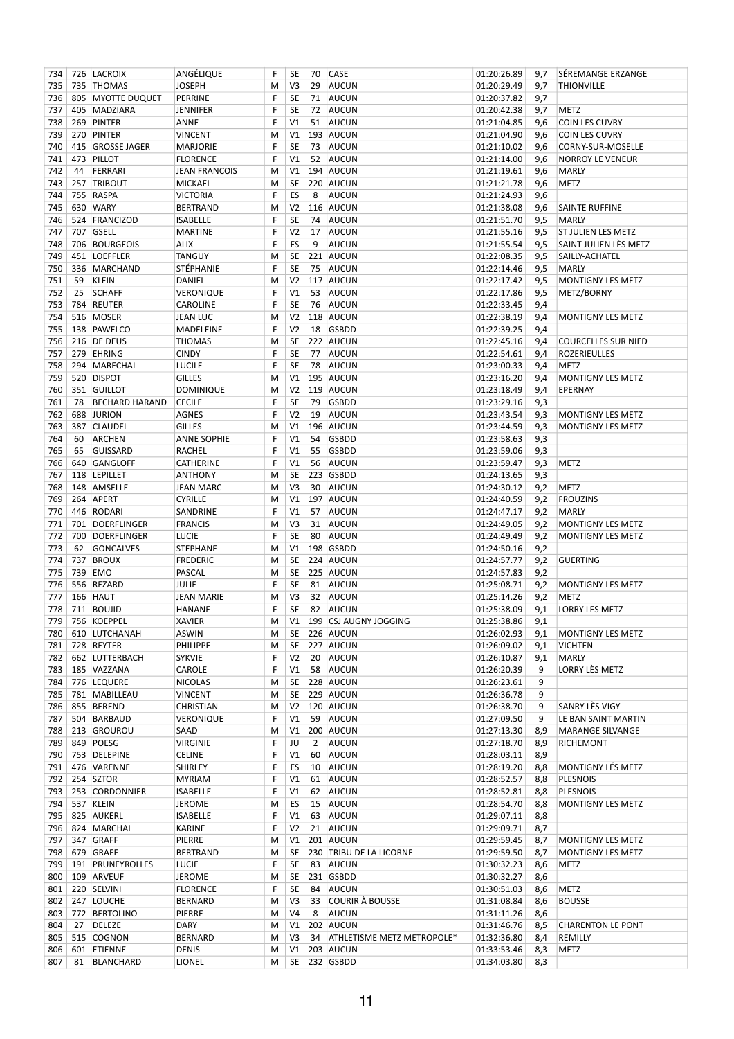| 734 | 726 | LACROIX | ANGÉLIQUE | F | SE | 70 | CASE | 01:20:26.89 | 9,7 | SÉREMANGE ERZANGE |
|---|---|---|---|---|---|---|---|---|---|---|
| 735 | 735 | THOMAS | JOSEPH | M | V3 | 29 | AUCUN | 01:20:29.49 | 9,7 | THIONVILLE |
| 736 | 805 | MYOTTE DUQUET | PERRINE | F | SE | 71 | AUCUN | 01:20:37.82 | 9,7 | |
| 737 | 405 | MADZIARA | JENNIFER | F | SE | 72 | AUCUN | 01:20:42.38 | 9,7 | METZ |
| 738 | 269 | PINTER | ANNE | F | V1 | 51 | AUCUN | 01:21:04.85 | 9,6 | COIN LES CUVRY |
| 739 | 270 | PINTER | VINCENT | M | V1 | 193 | AUCUN | 01:21:04.90 | 9,6 | COIN LES CUVRY |
| 740 | 415 | GROSSE JAGER | MARJORIE | F | SE | 73 | AUCUN | 01:21:10.02 | 9,6 | CORNY-SUR-MOSELLE |
| 741 | 473 | PILLOT | FLORENCE | F | V1 | 52 | AUCUN | 01:21:14.00 | 9,6 | NORROY LE VENEUR |
| 742 | 44 | FERRARI | JEAN FRANCOIS | M | V1 | 194 | AUCUN | 01:21:19.61 | 9,6 | MARLY |
| 743 | 257 | TRIBOUT | MICKAEL | M | SE | 220 | AUCUN | 01:21:21.78 | 9,6 | METZ |
| 744 | 755 | RASPA | VICTORIA | F | ES | 8 | AUCUN | 01:21:24.93 | 9,6 | |
| 745 | 630 | WARY | BERTRAND | M | V2 | 116 | AUCUN | 01:21:38.08 | 9,6 | SAINTE RUFFINE |
| 746 | 524 | FRANCIZOD | ISABELLE | F | SE | 74 | AUCUN | 01:21:51.70 | 9,5 | MARLY |
| 747 | 707 | GSELL | MARTINE | F | V2 | 17 | AUCUN | 01:21:55.16 | 9,5 | ST JULIEN LES METZ |
| 748 | 706 | BOURGEOIS | ALIX | F | ES | 9 | AUCUN | 01:21:55.54 | 9,5 | SAINT JULIEN LÈS METZ |
| 749 | 451 | LOEFFLER | TANGUY | M | SE | 221 | AUCUN | 01:22:08.35 | 9,5 | SAILLY-ACHATEL |
| 750 | 336 | MARCHAND | STÉPHANIE | F | SE | 75 | AUCUN | 01:22:14.46 | 9,5 | MARLY |
| 751 | 59 | KLEIN | DANIEL | M | V2 | 117 | AUCUN | 01:22:17.42 | 9,5 | MONTIGNY LES METZ |
| 752 | 25 | SCHAFF | VERONIQUE | F | V1 | 53 | AUCUN | 01:22:17.86 | 9,5 | METZ/BORNY |
| 753 | 784 | REUTER | CAROLINE | F | SE | 76 | AUCUN | 01:22:33.45 | 9,4 | |
| 754 | 516 | MOSER | JEAN LUC | M | V2 | 118 | AUCUN | 01:22:38.19 | 9,4 | MONTIGNY LES METZ |
| 755 | 138 | PAWELCO | MADELEINE | F | V2 | 18 | GSBDD | 01:22:39.25 | 9,4 | |
| 756 | 216 | DE DEUS | THOMAS | M | SE | 222 | AUCUN | 01:22:45.16 | 9,4 | COURCELLES SUR NIED |
| 757 | 279 | EHRING | CINDY | F | SE | 77 | AUCUN | 01:22:54.61 | 9,4 | ROZERIEULLES |
| 758 | 294 | MARECHAL | LUCILE | F | SE | 78 | AUCUN | 01:23:00.33 | 9,4 | METZ |
| 759 | 520 | DISPOT | GILLES | M | V1 | 195 | AUCUN | 01:23:16.20 | 9,4 | MONTIGNY LES METZ |
| 760 | 351 | GUILLOT | DOMINIQUE | M | V2 | 119 | AUCUN | 01:23:18.49 | 9,4 | EPERNAY |
| 761 | 78 | BECHARD HARAND | CECILE | F | SE | 79 | GSBDD | 01:23:29.16 | 9,3 | |
| 762 | 688 | JURION | AGNES | F | V2 | 19 | AUCUN | 01:23:43.54 | 9,3 | MONTIGNY LES METZ |
| 763 | 387 | CLAUDEL | GILLES | M | V1 | 196 | AUCUN | 01:23:44.59 | 9,3 | MONTIGNY LES METZ |
| 764 | 60 | ARCHEN | ANNE SOPHIE | F | V1 | 54 | GSBDD | 01:23:58.63 | 9,3 | |
| 765 | 65 | GUISSARD | RACHEL | F | V1 | 55 | GSBDD | 01:23:59.06 | 9,3 | |
| 766 | 640 | GANGLOFF | CATHERINE | F | V1 | 56 | AUCUN | 01:23:59.47 | 9,3 | METZ |
| 767 | 118 | LEPILLET | ANTHONY | M | SE | 223 | GSBDD | 01:24:13.65 | 9,3 | |
| 768 | 148 | AMSELLE | JEAN MARC | M | V3 | 30 | AUCUN | 01:24:30.12 | 9,2 | METZ |
| 769 | 264 | APERT | CYRILLE | M | V1 | 197 | AUCUN | 01:24:40.59 | 9,2 | FROUZINS |
| 770 | 446 | RODARI | SANDRINE | F | V1 | 57 | AUCUN | 01:24:47.17 | 9,2 | MARLY |
| 771 | 701 | DOERFLINGER | FRANCIS | M | V3 | 31 | AUCUN | 01:24:49.05 | 9,2 | MONTIGNY LES METZ |
| 772 | 700 | DOERFLINGER | LUCIE | F | SE | 80 | AUCUN | 01:24:49.49 | 9,2 | MONTIGNY LES METZ |
| 773 | 62 | GONCALVES | STEPHANE | M | V1 | 198 | GSBDD | 01:24:50.16 | 9,2 | |
| 774 | 737 | BROUX | FREDERIC | M | SE | 224 | AUCUN | 01:24:57.77 | 9,2 | GUERTING |
| 775 | 739 | EMO | PASCAL | M | SE | 225 | AUCUN | 01:24:57.83 | 9,2 | |
| 776 | 556 | REZARD | JULIE | F | SE | 81 | AUCUN | 01:25:08.71 | 9,2 | MONTIGNY LES METZ |
| 777 | 166 | HAUT | JEAN MARIE | M | V3 | 32 | AUCUN | 01:25:14.26 | 9,2 | METZ |
| 778 | 711 | BOUJID | HANANE | F | SE | 82 | AUCUN | 01:25:38.09 | 9,1 | LORRY LES METZ |
| 779 | 756 | KOEPPEL | XAVIER | M | V1 | 199 | CSJ AUGNY JOGGING | 01:25:38.86 | 9,1 | |
| 780 | 610 | LUTCHANAH | ASWIN | M | SE | 226 | AUCUN | 01:26:02.93 | 9,1 | MONTIGNY LES METZ |
| 781 | 728 | REYTER | PHILIPPE | M | SE | 227 | AUCUN | 01:26:09.02 | 9,1 | VICHTEN |
| 782 | 662 | LUTTERBACH | SYKVIE | F | V2 | 20 | AUCUN | 01:26:10.87 | 9,1 | MARLY |
| 783 | 185 | VAZZANA | CAROLE | F | V1 | 58 | AUCUN | 01:26:20.39 | 9 | LORRY LÈS METZ |
| 784 | 776 | LEQUERE | NICOLAS | M | SE | 228 | AUCUN | 01:26:23.61 | 9 | |
| 785 | 781 | MABILLEAU | VINCENT | M | SE | 229 | AUCUN | 01:26:36.78 | 9 | |
| 786 | 855 | BEREND | CHRISTIAN | M | V2 | 120 | AUCUN | 01:26:38.70 | 9 | SANRY LÈS VIGY |
| 787 | 504 | BARBAUD | VERONIQUE | F | V1 | 59 | AUCUN | 01:27:09.50 | 9 | LE BAN SAINT MARTIN |
| 788 | 213 | GROUROU | SAAD | M | V1 | 200 | AUCUN | 01:27:13.30 | 8,9 | MARANGE SILVANGE |
| 789 | 849 | POESG | VIRGINIE | F | JU | 2 | AUCUN | 01:27:18.70 | 8,9 | RICHEMONT |
| 790 | 753 | DELEPINE | CELINE | F | V1 | 60 | AUCUN | 01:28:03.11 | 8,9 | |
| 791 | 476 | VARENNE | SHIRLEY | F | ES | 10 | AUCUN | 01:28:19.20 | 8,8 | MONTIGNY LÉS METZ |
| 792 | 254 | SZTOR | MYRIAM | F | V1 | 61 | AUCUN | 01:28:52.57 | 8,8 | PLESNOIS |
| 793 | 253 | CORDONNIER | ISABELLE | F | V1 | 62 | AUCUN | 01:28:52.81 | 8,8 | PLESNOIS |
| 794 | 537 | KLEIN | JEROME | M | ES | 15 | AUCUN | 01:28:54.70 | 8,8 | MONTIGNY LES METZ |
| 795 | 825 | AUKERL | ISABELLE | F | V1 | 63 | AUCUN | 01:29:07.11 | 8,8 | |
| 796 | 824 | MARCHAL | KARINE | F | V2 | 21 | AUCUN | 01:29:09.71 | 8,7 | |
| 797 | 347 | GRAFF | PIERRE | M | V1 | 201 | AUCUN | 01:29:59.45 | 8,7 | MONTIGNY LES METZ |
| 798 | 679 | GRAFF | BERTRAND | M | SE | 230 | TRIBU DE LA LICORNE | 01:29:59.50 | 8,7 | MONTIGNY LES METZ |
| 799 | 191 | PRUNEYROLLES | LUCIE | F | SE | 83 | AUCUN | 01:30:32.23 | 8,6 | METZ |
| 800 | 109 | ARVEUF | JEROME | M | SE | 231 | GSBDD | 01:30:32.27 | 8,6 | |
| 801 | 220 | SELVINI | FLORENCE | F | SE | 84 | AUCUN | 01:30:51.03 | 8,6 | METZ |
| 802 | 247 | LOUCHE | BERNARD | M | V3 | 33 | COURIR À BOUSSE | 01:31:08.84 | 8,6 | BOUSSE |
| 803 | 772 | BERTOLINO | PIERRE | M | V4 | 8 | AUCUN | 01:31:11.26 | 8,6 | |
| 804 | 27 | DELEZE | DARY | M | V1 | 202 | AUCUN | 01:31:46.76 | 8,5 | CHARENTON LE PONT |
| 805 | 515 | COGNON | BERNARD | M | V3 | 34 | ATHLETISME METZ METROPOLE* | 01:32:36.80 | 8,4 | REMILLY |
| 806 | 601 | ETIENNE | DENIS | M | V1 | 203 | AUCUN | 01:33:53.46 | 8,3 | METZ |
| 807 | 81 | BLANCHARD | LIONEL | M | SE | 232 | GSBDD | 01:34:03.80 | 8,3 | |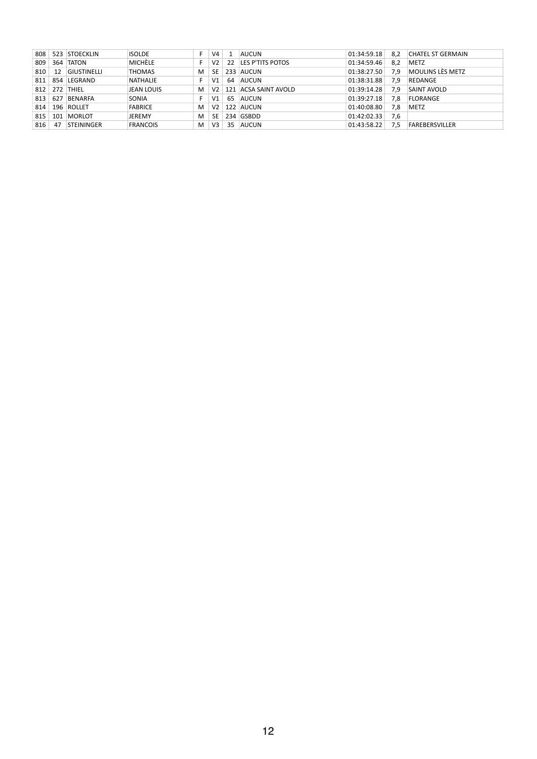| | | | | | | | | | | |
|---|---|---|---|---|---|---|---|---|---|---|
| 808 | 523 | STOECKLIN | ISOLDE | F | V4 | 1 | AUCUN | 01:34:59.18 | 8,2 | CHATEL ST GERMAIN |
| 809 | 364 | TATON | MICHÈLE | F | V2 | 22 | LES P'TITS POTOS | 01:34:59.46 | 8,2 | METZ |
| 810 | 12 | GIUSTINELLI | THOMAS | M | SE | 233 | AUCUN | 01:38:27.50 | 7,9 | MOULINS LÈS METZ |
| 811 | 854 | LEGRAND | NATHALIE | F | V1 | 64 | AUCUN | 01:38:31.88 | 7,9 | REDANGE |
| 812 | 272 | THIEL | JEAN LOUIS | M | V2 | 121 | ACSA SAINT AVOLD | 01:39:14.28 | 7,9 | SAINT AVOLD |
| 813 | 627 | BENARFA | SONIA | F | V1 | 65 | AUCUN | 01:39:27.18 | 7,8 | FLORANGE |
| 814 | 196 | ROLLET | FABRICE | M | V2 | 122 | AUCUN | 01:40:08.80 | 7,8 | METZ |
| 815 | 101 | MORLOT | JEREMY | M | SE | 234 | GSBDD | 01:42:02.33 | 7,6 | |
| 816 | 47 | STEININGER | FRANCOIS | M | V3 | 35 | AUCUN | 01:43:58.22 | 7,5 | FAREBERSVILLER |